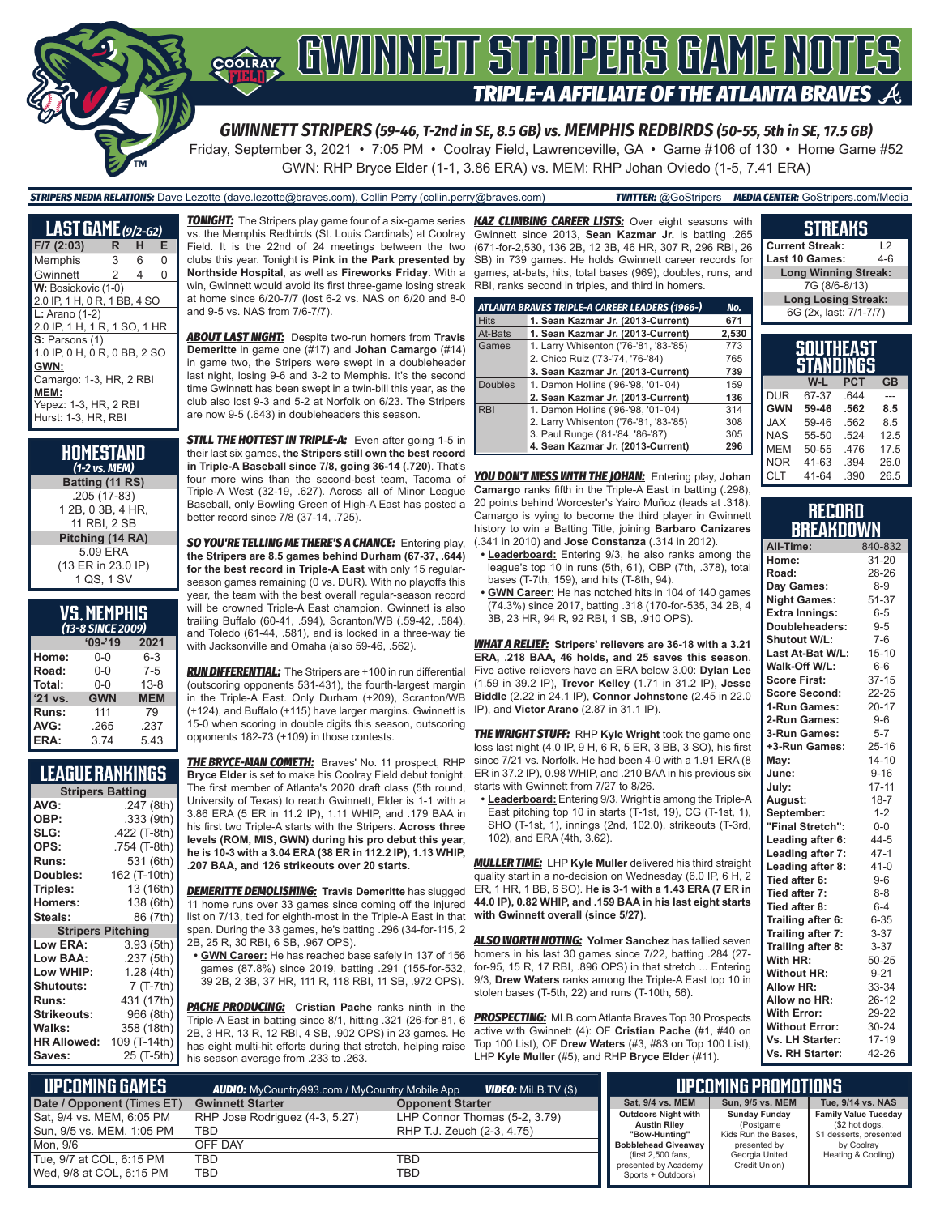# GWINNETT STRIPERS GAME NOTES

## TRIPLE-A AFFILIATE OF THE ATLANTA BRAVES

### GWINNETT STRIPERS (59-46, T-2nd in SE, 8.5 GB) vs. MEMPHIS REDBIRDS (50-55, 5th in SE, 17.5 GB)

Friday, September 3, 2021 • 7:05 PM • Coolray Field, Lawrenceville, GA • Game #106 of 130 • Home Game #52

GWN: RHP Bryce Elder (1-1, 3.86 ERA) vs. MEM: RHP Johan Oviedo (1-5, 7.41 ERA)

**STRIPERS MEDIA RELATIONS:** Dave Lezotte (dave.lezotte@braves.com), Collin Perry (collin.perry@braves.com) **TWITTER:** @GoStripers **MEDIA CENTER:** GoStripers.com/Media

## LAST GAME (9/2-G2)

| F/7 (2:03) | R | H | E |
|---|---|---|---|
| Memphis | 3 | 6 | 0 |
| Gwinnett | 2 | 4 | 0 |

**W:** Bosiokovic (1-0)
2.0 IP, 1 H, 0 R, 1 BB, 4 SO

**L:** Arano (1-2)
2.0 IP, 1 H, 1 R, 1 SO, 1 HR

**S:** Parsons (1)
1.0 IP, 0 H, 0 R, 0 BB, 2 SO

**GWN:**
Camargo: 1-3, HR, 2 RBI

**MEM:**
Yepez: 1-3, HR, 2 RBI
Hurst: 1-3, HR, RBI

## HOMESTAND
*(1-2 vs. MEM)*

**Batting (11 RS)**
.205 (17-83)
1 2B, 0 3B, 4 HR,
11 RBI, 2 SB

**Pitching (14 RA)**
5.09 ERA
(13 ER in 23.0 IP)
1 QS, 1 SV

## VS. MEMPHIS
*(13-8 SINCE 2009)*

| | '09-'19 | 2021 |
|---|---|---|
| Home: | 0-0 | 6-3 |
| Road: | 0-0 | 7-5 |
| Total: | 0-0 | 13-8 |
| '21 vs. | GWN | MEM |
| Runs: | 111 | 79 |
| AVG: | .265 | .237 |
| ERA: | 3.74 | 5.43 |

## LEAGUE RANKINGS

| Stripers Batting | |
|---|---|
| AVG: | .247 (8th) |
| OBP: | .333 (9th) |
| SLG: | .422 (T-8th) |
| OPS: | .754 (T-8th) |
| Runs: | 531 (6th) |
| Doubles: | 162 (T-10th) |
| Triples: | 13 (16th) |
| Homers: | 138 (6th) |
| Steals: | 86 (7th) |
| **Stripers Pitching** | |
| Low ERA: | 3.93 (5th) |
| Low BAA: | .237 (5th) |
| Low WHIP: | 1.28 (4th) |
| Shutouts: | 7 (T-7th) |
| Runs: | 431 (17th) |
| Strikeouts: | 966 (8th) |
| Walks: | 358 (18th) |
| HR Allowed: | 109 (T-14th) |
| Saves: | 25 (T-5th) |

**TONIGHT:** The Stripers play game four of a six-game series vs. the Memphis Redbirds (St. Louis Cardinals) at Coolray Field. It is the 22nd of 24 meetings between the two clubs this year. Tonight is **Pink in the Park presented by Northside Hospital**, as well as **Fireworks Friday**. With a win, Gwinnett would avoid its first three-game losing streak at home since 6/20-7/7 (lost 6-2 vs. NAS on 6/20 and 8-0 and 9-5 vs. NAS from 7/6-7/7).

**ABOUT LAST NIGHT:** Despite two-run homers from **Travis Demeritte** in game one (#17) and **Johan Camargo** (#14) in game two, the Stripers were swept in a doubleheader last night, losing 9-6 and 3-2 to Memphis. It's the second time Gwinnett has been swept in a twin-bill this year, as the club also lost 9-3 and 5-2 at Norfolk on 6/23. The Stripers are now 9-5 (.643) in doubleheaders this season.

**STILL THE HOTTEST IN TRIPLE-A:** Even after going 1-5 in their last six games, **the Stripers still own the best record in Triple-A Baseball since 7/8, going 36-14 (.720)**. That's four more wins than the second-best team, Tacoma of Triple-A West (32-19, .627). Across all of Minor League Baseball, only Bowling Green of High-A East has posted a better record since 7/8 (37-14, .725).

**SO YOU'RE TELLING ME THERE'S A CHANCE:** Entering play, **the Stripers are 8.5 games behind Durham (67-37, .644) for the best record in Triple-A East** with only 15 regular-season games remaining (0 vs. DUR). With no playoffs this year, the team with the best overall regular-season record will be crowned Triple-A East champion. Gwinnett is also trailing Buffalo (60-41, .594), Scranton/WB (.59-42, .584), and Toledo (61-44, .581), and is locked in a three-way tie with Jacksonville and Omaha (also 59-46, .562).

**RUN DIFFERENTIAL:** The Stripers are +100 in run differential (outscoring opponents 531-431), the fourth-largest margin in the Triple-A East. Only Durham (+209), Scranton/WB (+124), and Buffalo (+115) have larger margins. Gwinnett is 15-0 when scoring in double digits this season, outscoring opponents 182-73 (+109) in those contests.

**THE BRYCE-MAN COMETH:** Braves' No. 11 prospect, RHP **Bryce Elder** is set to make his Coolray Field debut tonight. The first member of Atlanta's 2020 draft class (5th round, University of Texas) to reach Gwinnett, Elder is 1-1 with a 3.86 ERA (5 ER in 11.2 IP), 1.11 WHIP, and .179 BAA in his first two Triple-A starts with the Stripers. **Across three levels (ROM, MIS, GWN) during his pro debut this year, he is 10-3 with a 3.04 ERA (38 ER in 112.2 IP), 1.13 WHIP, .207 BAA, and 126 strikeouts over 20 starts**.

**DEMERITTE DEMOLISHING:** **Travis Demeritte** has slugged 11 home runs over 33 games since coming off the injured list on 7/13, tied for eighth-most in the Triple-A East in that span. During the 33 games, he's batting .296 (34-for-115, 2 2B, 25 R, 30 RBI, 6 SB, .967 OPS).

- **GWN Career:** He has reached base safely in 137 of 156 games (87.8%) since 2019, batting .291 (155-for-532, 39 2B, 2 3B, 37 HR, 111 R, 118 RBI, 11 SB, .972 OPS).

**PACHE PRODUCING:** **Cristian Pache** ranks ninth in the Triple-A East in batting since 8/1, hitting .321 (26-for-81, 6 2B, 3 HR, 13 R, 12 RBI, 4 SB, .902 OPS) in 23 games. He has eight multi-hit efforts during that stretch, helping raise his season average from .233 to .263.

**KAZ CLIMBING CAREER LISTS:** Over eight seasons with Gwinnett since 2013, **Sean Kazmar Jr.** is batting .265 (671-for-2,530, 136 2B, 12 3B, 46 HR, 307 R, 296 RBI, 26 SB) in 739 games. He holds Gwinnett career records for games, at-bats, hits, total bases (969), doubles, runs, and RBI, ranks second in triples, and third in homers.

| ATLANTA BRAVES TRIPLE-A CAREER LEADERS (1966-) | | No. |
|---|---|---|
| Hits | **1. Sean Kazmar Jr. (2013-Current)** | **671** |
| At-Bats | **1. Sean Kazmar Jr. (2013-Current)** | **2,530** |
| Games | 1. Larry Whisenton ('76-'81, '83-'85) | 773 |
| | 2. Chico Ruiz ('73-'74, '76-'84) | 765 |
| | **3. Sean Kazmar Jr. (2013-Current)** | **739** |
| Doubles | 1. Damon Hollins ('96-'98, '01-'04) | 159 |
| | **2. Sean Kazmar Jr. (2013-Current)** | **136** |
| RBI | 1. Damon Hollins ('96-'98, '01-'04) | 314 |
| | 2. Larry Whisenton ('76-'81, '83-'85) | 308 |
| | 3. Paul Runge ('81-'84, '86-'87) | 305 |
| | **4. Sean Kazmar Jr. (2013-Current)** | **296** |

**YOU DON'T MESS WITH THE JOHAN:** Entering play, **Johan Camargo** ranks fifth in the Triple-A East in batting (.298), 20 points behind Worcester's Yairo Muñoz (leads at .318). Camargo is vying to become the third player in Gwinnett history to win a Batting Title, joining **Barbaro Canizares** (.341 in 2010) and **Jose Constanza** (.314 in 2012).

- **Leaderboard:** Entering 9/3, he also ranks among the league's top 10 in runs (5th, 61), OBP (7th, .378), total bases (T-7th, 159), and hits (T-8th, 94).
- **GWN Career:** He has notched hits in 104 of 140 games (74.3%) since 2017, batting .318 (170-for-535, 34 2B, 4 3B, 23 HR, 94 R, 92 RBI, 1 SB, .910 OPS).

**WHAT A RELIEF:** **Stripers' relievers are 36-18 with a 3.21 ERA, .218 BAA, 46 holds, and 25 saves this season.** Five active relievers have an ERA below 3.00: **Dylan Lee** (1.59 in 39.2 IP), **Trevor Kelley** (1.71 in 31.2 IP), **Jesse Biddle** (2.22 in 24.1 IP), **Connor Johnstone** (2.45 in 22.0 IP), and **Victor Arano** (2.87 in 31.1 IP).

**THE WRIGHT STUFF:** RHP **Kyle Wright** took the game one loss last night (4.0 IP, 9 H, 6 R, 5 ER, 3 BB, 3 SO), his first since 7/21 vs. Norfolk. He had been 4-0 with a 1.91 ERA (8 ER in 37.2 IP), 0.98 WHIP, and .210 BAA in his previous six starts with Gwinnett from 7/27 to 8/26.

- **Leaderboard:** Entering 9/3, Wright is among the Triple-A East pitching top 10 in starts (T-1st, 19), CG (T-1st, 1), SHO (T-1st, 1), innings (2nd, 102.0), strikeouts (T-3rd, 102), and ERA (4th, 3.62).

**MULLER TIME:** LHP **Kyle Muller** delivered his third straight quality start in a no-decision on Wednesday (6.0 IP, 6 H, 2 ER, 1 HR, 1 BB, 6 SO). **He is 3-1 with a 1.43 ERA (7 ER in 44.0 IP), 0.82 WHIP, and .159 BAA in his last eight starts with Gwinnett overall (since 5/27)**.

**ALSO WORTH NOTING:** **Yolmer Sanchez** has tallied seven homers in his last 30 games since 7/22, batting .284 (27-for-95, 15 R, 17 RBI, .896 OPS) in that stretch ... Entering 9/3, **Drew Waters** ranks among the Triple-A East top 10 in stolen bases (T-5th, 22) and runs (T-10th, 56).

**PROSPECTING:** MLB.com Atlanta Braves Top 30 Prospects active with Gwinnett (4): OF **Cristian Pache** (#1, #40 on Top 100 List), OF **Drew Waters** (#3, #83 on Top 100 List), LHP **Kyle Muller** (#5), and RHP **Bryce Elder** (#11).

## STREAKS

| | |
|---|---|
| Current Streak: | L2 |
| Last 10 Games: | 4-6 |
| **Long Winning Streak:** | |
| 7G (8/6-8/13) | |
| **Long Losing Streak:** | |
| 6G (2x, last: 7/1-7/7) | |

## SOUTHEAST STANDINGS

| | W-L | PCT | GB |
|---|---|---|---|
| DUR | 67-37 | .644 | --- |
| **GWN** | **59-46** | **.562** | **8.5** |
| JAX | 59-46 | .562 | 8.5 |
| NAS | 55-50 | .524 | 12.5 |
| MEM | 50-55 | .476 | 17.5 |
| NOR | 41-63 | .394 | 26.0 |
| CLT | 41-64 | .390 | 26.5 |

## RECORD BREAKDOWN

| | |
|---|---|
| All-Time: | 840-832 |
| Home: | 31-20 |
| Road: | 28-26 |
| Day Games: | 8-9 |
| Night Games: | 51-37 |
| Extra Innings: | 6-5 |
| Doubleheaders: | 9-5 |
| Shutout W/L: | 7-6 |
| Last At-Bat W/L: | 15-10 |
| Walk-Off W/L: | 6-6 |
| Score First: | 37-15 |
| Score Second: | 22-25 |
| 1-Run Games: | 20-17 |
| 2-Run Games: | 9-6 |
| 3-Run Games: | 5-7 |
| +3-Run Games: | 25-16 |
| May: | 14-10 |
| June: | 9-16 |
| July: | 17-11 |
| August: | 18-7 |
| September: | 1-2 |
| "Final Stretch": | 0-0 |
| Leading after 6: | 44-5 |
| Leading after 7: | 47-1 |
| Leading after 8: | 41-0 |
| Tied after 6: | 9-6 |
| Tied after 7: | 8-8 |
| Tied after 8: | 6-4 |
| Trailing after 6: | 6-35 |
| Trailing after 7: | 3-37 |
| Trailing after 8: | 3-37 |
| With HR: | 50-25 |
| Without HR: | 9-21 |
| Allow HR: | 33-34 |
| Allow no HR: | 26-12 |
| With Error: | 29-22 |
| Without Error: | 30-24 |
| Vs. LH Starter: | 17-19 |
| Vs. RH Starter: | 42-26 |

## UPCOMING GAMES

**AUDIO:** MyCountry993.com / MyCountry Mobile App **VIDEO:** MiLB.TV ($)

| Date / Opponent (Times ET) | Gwinnett Starter | Opponent Starter |
|---|---|---|
| Sat, 9/4 vs. MEM, 6:05 PM | RHP Jose Rodriguez (4-3, 5.27) | LHP Connor Thomas (5-2, 3.79) |
| Sun, 9/5 vs. MEM, 1:05 PM | TBD | RHP T.J. Zeuch (2-3, 4.75) |
| Mon, 9/6 | OFF DAY | |
| Tue, 9/7 at COL, 6:15 PM | TBD | TBD |
| Wed, 9/8 at COL, 6:15 PM | TBD | TBD |

## UPCOMING PROMOTIONS

| Sat, 9/4 vs. MEM | Sun, 9/5 vs. MEM | Tue, 9/14 vs. NAS |
|---|---|---|
| Outdoors Night with Austin Riley "Bow-Hunting" Bobblehead Giveaway (first 2,500 fans, presented by Academy Sports + Outdoors) | Sunday Funday (Postgame Kids Run the Bases, presented by Georgia United Credit Union) | Family Value Tuesday ($2 hot dogs, $1 desserts, presented by Coolray Heating & Cooling) |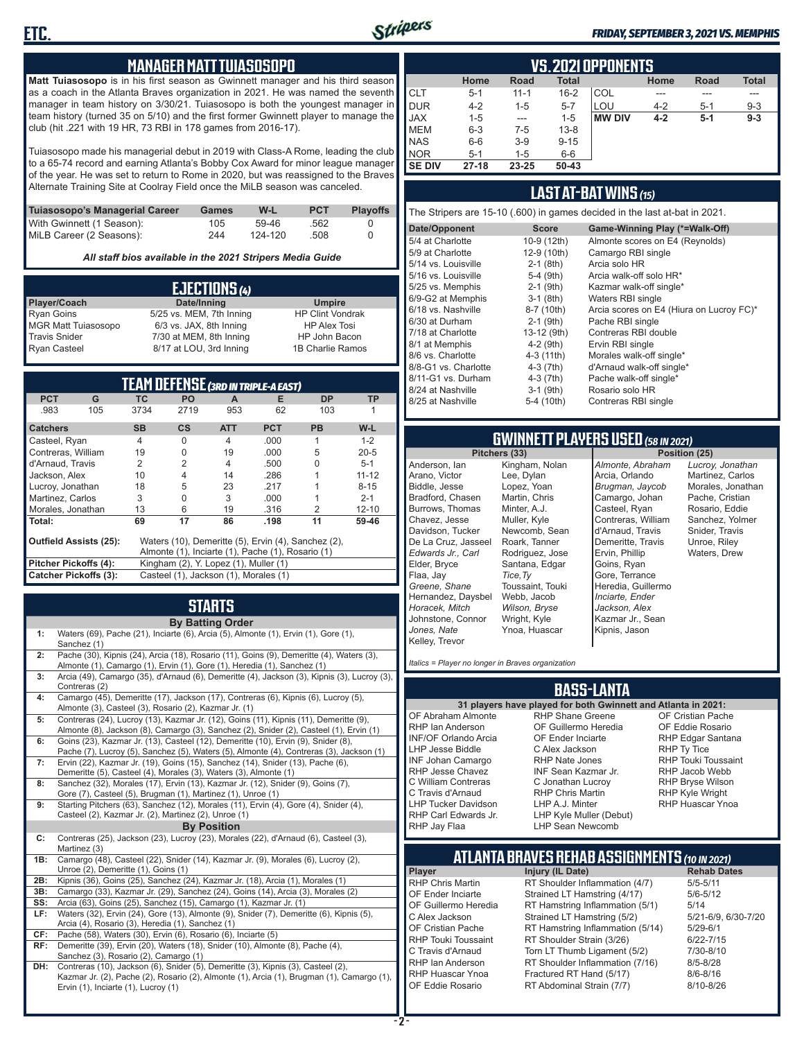## MANAGER MATT TUIASOSOPO

**Matt Tuiasosopo** is in his first season as Gwinnett manager and his third season as a coach in the Atlanta Braves organization in 2021. He was named the seventh manager in team history on 3/30/21. Tuiasosopo is both the youngest manager in team history (turned 35 on 5/10) and the first former Gwinnett player to manage the club (hit .221 with 19 HR, 73 RBI in 178 games from 2016-17).

Tuiasosopo made his managerial debut in 2019 with Class-A Rome, leading the club to a 65-74 record and earning Atlanta's Bobby Cox Award for minor league manager of the year. He was set to return to Rome in 2020, but was reassigned to the Braves Alternate Training Site at Coolray Field once the MiLB season was canceled.

| Tuiasosopo's Managerial Career | Games | W-L | PCT | Playoffs |
|---|---|---|---|---|
| With Gwinnett (1 Season): | 105 | 59-46 | .562 | 0 |
| MiLB Career (2 Seasons): | 244 | 124-120 | .508 | 0 |

*All staff bios available in the 2021 Stripers Media Guide*

## EJECTIONS (4)

| Player/Coach | Date/Inning | Umpire |
|---|---|---|
| Ryan Goins | 5/25 vs. MEM, 7th Inning | HP Clint Vondrak |
| MGR Matt Tuiasosopo | 6/3 vs. JAX, 8th Inning | HP Alex Tosi |
| Travis Snider | 7/30 at MEM, 8th Inning | HP John Bacon |
| Ryan Casteel | 8/17 at LOU, 3rd Inning | 1B Charlie Ramos |

## TEAM DEFENSE (3RD IN TRIPLE-A EAST)

| PCT | G | TC | PO | A | E | DP | TP |
|---|---|---|---|---|---|---|---|
| .983 | 105 | 3734 | 2719 | 953 | 62 | 103 | 1 |

| Catchers | SB | CS | ATT | PCT | PB | W-L |
|---|---|---|---|---|---|---|
| Casteel, Ryan | 4 | 0 | 4 | .000 | 1 | 1-2 |
| Contreras, William | 19 | 0 | 19 | .000 | 5 | 20-5 |
| d'Arnaud, Travis | 2 | 2 | 4 | .500 | 0 | 5-1 |
| Jackson, Alex | 10 | 4 | 14 | .286 | 1 | 11-12 |
| Lucroy, Jonathan | 18 | 5 | 23 | .217 | 1 | 8-15 |
| Martinez, Carlos | 3 | 0 | 3 | .000 | 1 | 2-1 |
| Morales, Jonathan | 13 | 6 | 19 | .316 | 2 | 12-10 |
| **Total:** | 69 | 17 | 86 | .198 | 11 | 59-46 |

**Outfield Assists (25):** Waters (10), Demeritte (5), Ervin (4), Sanchez (2), Almonte (1), Inciarte (1), Pache (1), Rosario (1)

**Pitcher Pickoffs (4):** Kingham (2), Y. Lopez (1), Muller (1)

**Catcher Pickoffs (3):** Casteel (1), Jackson (1), Morales (1)

## STARTS

**By Batting Order**

1: Waters (69), Pache (21), Inciarte (6), Arcia (5), Almonte (1), Ervin (1), Gore (1), Sanchez (1)

2: Pache (30), Kipnis (24), Arcia (18), Rosario (11), Goins (9), Demeritte (4), Waters (3), Almonte (1), Camargo (1), Ervin (1), Gore (1), Heredia (1), Sanchez (1)

3: Arcia (49), Camargo (35), d'Arnaud (6), Demeritte (4), Jackson (3), Kipnis (3), Lucroy (3), Contreras (2)

4: Camargo (45), Demeritte (17), Jackson (17), Contreras (6), Kipnis (6), Lucroy (5), Almonte (3), Casteel (3), Rosario (2), Kazmar Jr. (1)

5: Contreras (24), Lucroy (13), Kazmar Jr. (12), Goins (11), Kipnis (11), Demeritte (9), Almonte (8), Jackson (8), Camargo (3), Sanchez (2), Snider (2), Casteel (1), Ervin (1)

6: Goins (23), Kazmar Jr. (13), Casteel (12), Demeritte (10), Ervin (9), Snider (8), Pache (7), Lucroy (5), Sanchez (5), Waters (5), Almonte (4), Contreras (3), Jackson (1)

7: Ervin (22), Kazmar Jr. (19), Goins (15), Sanchez (14), Snider (13), Pache (6), Demeritte (5), Casteel (4), Morales (3), Waters (3), Almonte (1)

8: Sanchez (32), Morales (17), Ervin (13), Kazmar Jr. (12), Snider (9), Goins (7), Gore (7), Casteel (5), Brugman (1), Martinez (1), Unroe (1)

9: Starting Pitchers (63), Sanchez (12), Morales (11), Ervin (4), Gore (4), Snider (4), Casteel (2), Kazmar Jr. (2), Martinez (2), Unroe (1)

**By Position**

C: Contreras (25), Jackson (23), Lucroy (23), Morales (22), d'Arnaud (6), Casteel (3), Martinez (3)

1B: Camargo (48), Casteel (22), Snider (14), Kazmar Jr. (9), Morales (6), Lucroy (2), Unroe (2), Demeritte (1), Goins (1)

2B: Kipnis (36), Goins (25), Sanchez (24), Kazmar Jr. (18), Arcia (1), Morales (1)

3B: Camargo (33), Kazmar Jr. (29), Sanchez (24), Goins (14), Arcia (3), Morales (2)

SS: Arcia (63), Goins (25), Sanchez (15), Camargo (1), Kazmar Jr. (1)

LF: Waters (32), Ervin (24), Gore (13), Almonte (9), Snider (7), Demeritte (6), Kipnis (5), Arcia (4), Rosario (3), Heredia (1), Sanchez (1)

CF: Pache (58), Waters (30), Ervin (6), Rosario (6), Inciarte (5)

RF: Demeritte (39), Ervin (20), Waters (18), Snider (10), Almonte (8), Pache (4), Sanchez (3), Rosario (2), Camargo (1)

DH: Contreras (10), Jackson (6), Snider (5), Demeritte (3), Kipnis (3), Casteel (2), Kazmar Jr. (2), Pache (2), Rosario (2), Almonte (1), Arcia (1), Brugman (1), Camargo (1), Ervin (1), Inciarte (1), Lucroy (1)

## VS. 2021 OPPONENTS

| | Home | Road | Total | | Home | Road | Total |
|---|---|---|---|---|---|---|---|
| CLT | 5-1 | 11-1 | 16-2 | COL | --- | --- | --- |
| DUR | 4-2 | 1-5 | 5-7 | LOU | 4-2 | 5-1 | 9-3 |
| JAX | 1-5 | --- | 1-5 | **MW DIV** | **4-2** | **5-1** | **9-3** |
| MEM | 6-3 | 7-5 | 13-8 | | | | |
| NAS | 6-6 | 3-9 | 9-15 | | | | |
| NOR | 5-1 | 1-5 | 6-6 | | | | |
| **SE DIV** | **27-18** | **23-25** | **50-43** | | | | |

## LAST AT-BAT WINS (15)

The Stripers are 15-10 (.600) in games decided in the last at-bat in 2021.

| Date/Opponent | Score | Game-Winning Play (*=Walk-Off) |
|---|---|---|
| 5/4 at Charlotte | 10-9 (12th) | Almonte scores on E4 (Reynolds) |
| 5/9 at Charlotte | 12-9 (10th) | Camargo RBI single |
| 5/14 vs. Louisville | 2-1 (8th) | Arcia solo HR |
| 5/16 vs. Louisville | 5-4 (9th) | Arcia walk-off solo HR* |
| 5/25 vs. Memphis | 2-1 (9th) | Kazmar walk-off single* |
| 6/9-G2 at Memphis | 3-1 (8th) | Waters RBI single |
| 6/18 vs. Nashville | 8-7 (10th) | Arcia scores on E4 (Hiura on Lucroy FC)* |
| 6/30 at Durham | 2-1 (9th) | Pache RBI single |
| 7/18 at Charlotte | 13-12 (9th) | Contreras RBI double |
| 8/1 at Memphis | 4-2 (9th) | Ervin RBI single |
| 8/6 vs. Charlotte | 4-3 (11th) | Morales walk-off single* |
| 8/8-G1 vs. Charlotte | 4-3 (7th) | d'Arnaud walk-off single* |
| 8/11-G1 vs. Durham | 4-3 (7th) | Pache walk-off single* |
| 8/24 at Nashville | 3-1 (9th) | Rosario solo HR |
| 8/25 at Nashville | 5-4 (10th) | Contreras RBI single |

## GWINNETT PLAYERS USED (58 IN 2021)

**Pitchers (33)**

Anderson, Ian; Arano, Victor; Biddle, Jesse; Bradford, Chasen; Burrows, Thomas; Chavez, Jesse; Davidson, Tucker; De La Cruz, Jasseel; *Edwards Jr., Carl*; Elder, Bryce; Flaa, Jay; *Greene, Shane*; Hernandez, Daysbel; *Horacek, Mitch*; Johnstone, Connor; *Jones, Nate*; Kelley, Trevor; Kingham, Nolan; Lee, Dylan; Lopez, Yoan; Martin, Chris; Minter, A.J.; Muller, Kyle; Newcomb, Sean; Roark, Tanner; Rodriguez, Jose; Santana, Edgar; *Tice, Ty*; Toussaint, Touki; Webb, Jacob; *Wilson, Bryse*; Wright, Kyle; Ynoa, Huascar

**Position (25)**

*Almonte, Abraham*; Arcia, Orlando; *Brugman, Jaycob*; Camargo, Johan; Casteel, Ryan; Contreras, William; d'Arnaud, Travis; Demeritte, Travis; Ervin, Phillip; Goins, Ryan; Gore, Terrance; Heredia, Guillermo; *Inciarte, Ender*; *Jackson, Alex*; Kazmar Jr., Sean; Kipnis, Jason; *Lucroy, Jonathan*; Martinez, Carlos; Morales, Jonathan; Pache, Cristian; Rosario, Eddie; Sanchez, Yolmer; Snider, Travis; Unroe, Riley; Waters, Drew

*Italics = Player no longer in Braves organization*

## BASS-LANTA

**31 players have played for both Gwinnett and Atlanta in 2021:**

OF Abraham Almonte; RHP Ian Anderson; INF/OF Orlando Arcia; LHP Jesse Biddle; INF Johan Camargo; RHP Jesse Chavez; C William Contreras; C Travis d'Arnaud; LHP Tucker Davidson; RHP Carl Edwards Jr.; RHP Jay Flaa; RHP Shane Greene; OF Guillermo Heredia; OF Ender Inciarte; C Alex Jackson; RHP Nate Jones; INF Sean Kazmar Jr.; C Jonathan Lucroy; RHP Chris Martin; LHP A.J. Minter; LHP Kyle Muller (Debut); LHP Sean Newcomb; OF Cristian Pache; OF Eddie Rosario; RHP Edgar Santana; RHP Ty Tice; RHP Touki Toussaint; RHP Jacob Webb; RHP Bryse Wilson; RHP Kyle Wright; RHP Huascar Ynoa

## ATLANTA BRAVES REHAB ASSIGNMENTS (10 IN 2021)

| Player | Injury (IL Date) | Rehab Dates |
|---|---|---|
| RHP Chris Martin | RT Shoulder Inflammation (4/7) | 5/5-5/11 |
| OF Ender Inciarte | Strained LT Hamstring (4/17) | 5/6-5/12 |
| OF Guillermo Heredia | RT Hamstring Inflammation (5/1) | 5/14 |
| C Alex Jackson | Strained LT Hamstring (5/2) | 5/21-6/9, 6/30-7/20 |
| OF Cristian Pache | RT Hamstring Inflammation (5/14) | 5/29-6/1 |
| RHP Touki Toussaint | RT Shoulder Strain (3/26) | 6/22-7/15 |
| C Travis d'Arnaud | Torn LT Thumb Ligament (5/2) | 7/30-8/10 |
| RHP Ian Anderson | RT Shoulder Inflammation (7/16) | 8/5-8/28 |
| RHP Huascar Ynoa | Fractured RT Hand (5/17) | 8/6-8/16 |
| OF Eddie Rosario | RT Abdominal Strain (7/7) | 8/10-8/26 |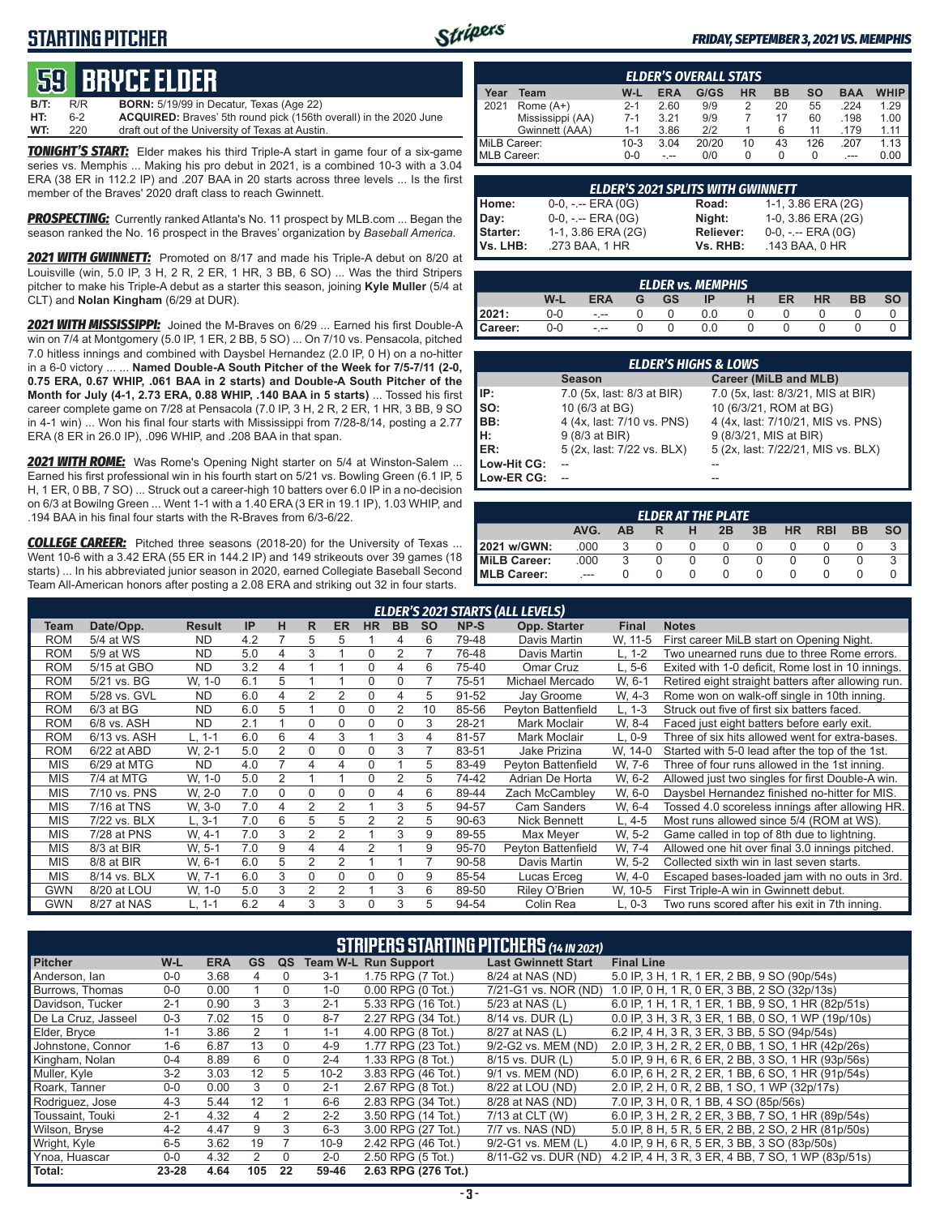## STARTING PITCHER

**FRIDAY, SEPTEMBER 3, 2021 VS. MEMPHIS**

# 59 BRYCE ELDER

**B/T:** R/R **BORN:** 5/19/99 in Decatur, Texas (Age 22)
**HT:** 6-2 **ACQUIRED:** Braves' 5th round pick (156th overall) in the 2020 June
**WT:** 220 draft out of the University of Texas at Austin.

***TONIGHT'S START:*** Elder makes his third Triple-A start in game four of a six-game series vs. Memphis ... Making his pro debut in 2021, is a combined 10-3 with a 3.04 ERA (38 ER in 112.2 IP) and .207 BAA in 20 starts across three levels ... Is the first member of the Braves' 2020 draft class to reach Gwinnett.

***PROSPECTING:*** Currently ranked Atlanta's No. 11 prospect by MLB.com ... Began the season ranked the No. 16 prospect in the Braves' organization by *Baseball America*.

***2021 WITH GWINNETT:*** Promoted on 8/17 and made his Triple-A debut on 8/20 at Louisville (win, 5.0 IP, 3 H, 2 R, 2 ER, 1 HR, 3 BB, 6 SO) ... Was the third Stripers pitcher to make his Triple-A debut as a starter this season, joining **Kyle Muller** (5/4 at CLT) and **Nolan Kingham** (6/29 at DUR).

***2021 WITH MISSISSIPPI:*** Joined the M-Braves on 6/29 ... Earned his first Double-A win on 7/4 at Montgomery (5.0 IP, 1 ER, 2 BB, 5 SO) ... On 7/10 vs. Pensacola, pitched 7.0 hitless innings and combined with Daysbel Hernandez (2.0 IP, 0 H) on a no-hitter in a 6-0 victory ... ... **Named Double-A South Pitcher of the Week for 7/5-7/11 (2-0, 0.75 ERA, 0.67 WHIP, .061 BAA in 2 starts) and Double-A South Pitcher of the Month for July (4-1, 2.73 ERA, 0.88 WHIP, .140 BAA in 5 starts)** ... Tossed his first career complete game on 7/28 at Pensacola (7.0 IP, 3 H, 2 R, 2 ER, 1 HR, 3 BB, 9 SO in 4-1 win) ... Won his final four starts with Mississippi from 7/28-8/14, posting a 2.77 ERA (8 ER in 26.0 IP), .096 WHIP, and .208 BAA in that span.

***2021 WITH ROME:*** Was Rome's Opening Night starter on 5/4 at Winston-Salem ... Earned his first professional win in his fourth start on 5/21 vs. Bowling Green (6.1 IP, 5 H, 1 ER, 0 BB, 7 SO) ... Struck out a career-high 10 batters over 6.0 IP in a no-decision on 6/3 at Bowling Green ... Went 1-1 with a 1.40 ERA (3 ER in 19.1 IP), 1.03 WHIP, and .194 BAA in his final four starts with the R-Braves from 6/3-6/22.

***COLLEGE CAREER:*** Pitched three seasons (2018-20) for the University of Texas ... Went 10-6 with a 3.42 ERA (55 ER in 144.2 IP) and 149 strikeouts over 39 games (18 starts) ... In his abbreviated junior season in 2020, earned Collegiate Baseball Second Team All-American honors after posting a 2.08 ERA and striking out 32 in four starts.

### ELDER'S OVERALL STATS

| Year | Team | W-L | ERA | G/GS | HR | BB | SO | BAA | WHIP |
|---|---|---|---|---|---|---|---|---|---|
| 2021 | Rome (A+) | 2-1 | 2.60 | 9/9 | 2 | 20 | 55 | .224 | 1.29 |
| | Mississippi (AA) | 7-1 | 3.21 | 9/9 | 7 | 17 | 60 | .198 | 1.00 |
| | Gwinnett (AAA) | 1-1 | 3.86 | 2/2 | 1 | 6 | 11 | .179 | 1.11 |
| MiLB Career: | | 10-3 | 3.04 | 20/20 | 10 | 43 | 126 | .207 | 1.13 |
| MLB Career: | | 0-0 | -.-- | 0/0 | 0 | 0 | 0 | .--- | 0.00 |

### ELDER'S 2021 SPLITS WITH GWINNETT

| | | | |
|---|---|---|---|
| Home: | 0-0, -.-- ERA (0G) | Road: | 1-1, 3.86 ERA (2G) |
| Day: | 0-0, -.-- ERA (0G) | Night: | 1-0, 3.86 ERA (2G) |
| Starter: | 1-1, 3.86 ERA (2G) | Reliever: | 0-0, -.-- ERA (0G) |
| Vs. LHB: | .273 BAA, 1 HR | Vs. RHB: | .143 BAA, 0 HR |

### ELDER vs. MEMPHIS

| | W-L | ERA | G | GS | IP | H | ER | HR | BB | SO |
|---|---|---|---|---|---|---|---|---|---|---|
| 2021: | 0-0 | -.-- | 0 | 0 | 0.0 | 0 | 0 | 0 | 0 | 0 |
| Career: | 0-0 | -.-- | 0 | 0 | 0.0 | 0 | 0 | 0 | 0 | 0 |

### ELDER'S HIGHS & LOWS

| | Season | Career (MiLB and MLB) |
|---|---|---|
| IP: | 7.0 (5x, last: 8/3 at BIR) | 7.0 (5x, last: 8/3/21, MIS at BIR) |
| SO: | 10 (6/3 at BG) | 10 (6/3/21, ROM at BG) |
| BB: | 4 (4x, last: 7/10 vs. PNS) | 4 (4x, last: 7/10/21, MIS vs. PNS) |
| H: | 9 (8/3 at BIR) | 9 (8/3/21, MIS at BIR) |
| ER: | 5 (2x, last: 7/22 vs. BLX) | 5 (2x, last: 7/22/21, MIS vs. BLX) |
| Low-Hit CG: | -- | -- |
| Low-ER CG: | -- | -- |

### ELDER AT THE PLATE

| | AVG. | AB | R | H | 2B | 3B | HR | RBI | BB | SO |
|---|---|---|---|---|---|---|---|---|---|---|
| 2021 w/GWN: | .000 | 3 | 0 | 0 | 0 | 0 | 0 | 0 | 0 | 3 |
| MiLB Career: | .000 | 3 | 0 | 0 | 0 | 0 | 0 | 0 | 0 | 3 |
| MLB Career: | .--- | 0 | 0 | 0 | 0 | 0 | 0 | 0 | 0 | 0 |

### ELDER'S 2021 STARTS (ALL LEVELS)

| Team | Date/Opp. | Result | IP | H | R | ER | HR | BB | SO | NP-S | Opp. Starter | Final | Notes |
|---|---|---|---|---|---|---|---|---|---|---|---|---|---|
| ROM | 5/4 at WS | ND | 4.2 | 7 | 5 | 5 | 1 | 4 | 6 | 79-48 | Davis Martin | W, 11-5 | First career MiLB start on Opening Night. |
| ROM | 5/9 at WS | ND | 5.0 | 4 | 3 | 1 | 0 | 2 | 7 | 76-48 | Davis Martin | L, 1-2 | Two unearned runs due to three Rome errors. |
| ROM | 5/15 at GBO | ND | 3.2 | 4 | 1 | 1 | 0 | 4 | 6 | 75-40 | Omar Cruz | L, 5-6 | Exited with 1-0 deficit, Rome lost in 10 innings. |
| ROM | 5/21 vs. BG | W, 1-0 | 6.1 | 5 | 1 | 1 | 0 | 0 | 7 | 75-51 | Michael Mercado | W, 6-1 | Retired eight straight batters after allowing run. |
| ROM | 5/28 vs. GVL | ND | 6.0 | 4 | 2 | 2 | 0 | 4 | 5 | 91-52 | Jay Groome | W, 4-3 | Rome won on walk-off single in 10th inning. |
| ROM | 6/3 at BG | ND | 6.0 | 5 | 1 | 0 | 0 | 2 | 10 | 85-56 | Peyton Battenfield | L, 1-3 | Struck out five of first six batters faced. |
| ROM | 6/8 vs. ASH | ND | 2.1 | 1 | 0 | 0 | 0 | 0 | 3 | 28-21 | Mark Moclair | W, 8-4 | Faced just eight batters before early exit. |
| ROM | 6/13 vs. ASH | L, 1-1 | 6.0 | 6 | 4 | 3 | 1 | 3 | 4 | 81-57 | Mark Moclair | L, 0-9 | Three of six hits allowed went for extra-bases. |
| ROM | 6/22 at ABD | W, 2-1 | 5.0 | 2 | 0 | 0 | 0 | 3 | 7 | 83-51 | Jake Prizina | W, 14-0 | Started with 5-0 lead after the top of the 1st. |
| MIS | 6/29 at MTG | ND | 4.0 | 7 | 4 | 4 | 0 | 1 | 5 | 83-49 | Peyton Battenfield | W, 7-6 | Three of four runs allowed in the 1st inning. |
| MIS | 7/4 at MTG | W, 1-0 | 5.0 | 2 | 1 | 1 | 0 | 2 | 5 | 74-42 | Adrian De Horta | W, 6-2 | Allowed just two singles for first Double-A win. |
| MIS | 7/10 vs. PNS | W, 2-0 | 7.0 | 0 | 0 | 0 | 0 | 4 | 6 | 89-44 | Zach McCambley | W, 6-0 | Daysbel Hernandez finished no-hitter for MIS. |
| MIS | 7/16 at TNS | W, 3-0 | 7.0 | 4 | 2 | 2 | 1 | 3 | 5 | 94-57 | Cam Sanders | W, 6-4 | Tossed 4.0 scoreless innings after allowing HR. |
| MIS | 7/22 vs. BLX | L, 3-1 | 7.0 | 6 | 5 | 5 | 2 | 2 | 5 | 90-63 | Nick Bennett | L, 4-5 | Most runs allowed since 5/4 (ROM at WS). |
| MIS | 7/28 at PNS | W, 4-1 | 7.0 | 3 | 2 | 2 | 1 | 3 | 9 | 89-55 | Max Meyer | W, 5-2 | Game called in top of 8th due to lightning. |
| MIS | 8/3 at BIR | W, 5-1 | 7.0 | 9 | 4 | 4 | 2 | 1 | 9 | 95-70 | Peyton Battenfield | W, 7-4 | Allowed one hit over final 3.0 innings pitched. |
| MIS | 8/8 at BIR | W, 6-1 | 6.0 | 5 | 2 | 2 | 1 | 1 | 7 | 90-58 | Davis Martin | W, 5-2 | Collected sixth win in last seven starts. |
| MIS | 8/14 vs. BLX | W, 7-1 | 6.0 | 3 | 0 | 0 | 0 | 0 | 9 | 85-54 | Lucas Erceg | W, 4-0 | Escaped bases-loaded jam with no outs in 3rd. |
| GWN | 8/20 at LOU | W, 1-0 | 5.0 | 3 | 2 | 2 | 1 | 3 | 6 | 89-50 | Riley O'Brien | W, 10-5 | First Triple-A win in Gwinnett debut. |
| GWN | 8/27 at NAS | L, 1-1 | 6.2 | 4 | 3 | 3 | 0 | 3 | 5 | 94-54 | Colin Rea | L, 0-3 | Two runs scored after his exit in 7th inning. |

### STRIPERS STARTING PITCHERS *(14 IN 2021)*

| Pitcher | W-L | ERA | GS | QS | Team W-L | Run Support | Last Gwinnett Start | Final Line |
|---|---|---|---|---|---|---|---|---|
| Anderson, Ian | 0-0 | 3.68 | 4 | 0 | 3-1 | 1.75 RPG (7 Tot.) | 8/24 at NAS (ND) | 5.0 IP, 3 H, 1 R, 1 ER, 2 BB, 9 SO (90p/54s) |
| Burrows, Thomas | 0-0 | 0.00 | 1 | 0 | 1-0 | 0.00 RPG (0 Tot.) | 7/21-G1 vs. NOR (ND) | 1.0 IP, 0 H, 1 R, 0 ER, 3 BB, 2 SO (32p/13s) |
| Davidson, Tucker | 2-1 | 0.90 | 3 | 3 | 2-1 | 5.33 RPG (16 Tot.) | 5/23 at NAS (L) | 6.0 IP, 1 H, 1 R, 1 ER, 1 BB, 9 SO, 1 HR (82p/51s) |
| De La Cruz, Jasseel | 0-3 | 7.02 | 15 | 0 | 8-7 | 2.27 RPG (34 Tot.) | 8/14 vs. DUR (L) | 0.0 IP, 3 H, 3 R, 3 ER, 1 BB, 0 SO, 1 WP (19p/10s) |
| Elder, Bryce | 1-1 | 3.86 | 2 | 1 | 1-1 | 4.00 RPG (8 Tot.) | 8/27 at NAS (L) | 6.2 IP, 4 H, 3 R, 3 ER, 3 BB, 5 SO (94p/54s) |
| Johnstone, Connor | 1-6 | 6.87 | 13 | 0 | 4-9 | 1.77 RPG (23 Tot.) | 9/2-G2 vs. MEM (ND) | 2.0 IP, 3 H, 2 R, 2 ER, 0 BB, 1 SO, 1 HR (42p/26s) |
| Kingham, Nolan | 0-4 | 8.89 | 6 | 0 | 2-4 | 1.33 RPG (8 Tot.) | 8/15 vs. DUR (L) | 5.0 IP, 9 H, 6 R, 6 ER, 2 BB, 3 SO, 1 HR (93p/56s) |
| Muller, Kyle | 3-2 | 3.03 | 12 | 5 | 10-2 | 3.83 RPG (46 Tot.) | 9/1 vs. MEM (ND) | 6.0 IP, 6 H, 2 R, 2 ER, 1 BB, 6 SO, 1 HR (91p/54s) |
| Roark, Tanner | 0-0 | 0.00 | 3 | 0 | 2-1 | 2.67 RPG (8 Tot.) | 8/22 at LOU (ND) | 2.0 IP, 2 H, 0 R, 2 BB, 1 SO, 1 WP (32p/17s) |
| Rodriguez, Jose | 4-3 | 5.44 | 12 | 1 | 6-6 | 2.83 RPG (34 Tot.) | 8/28 at NAS (ND) | 7.0 IP, 3 H, 0 R, 1 BB, 4 SO (85p/56s) |
| Toussaint, Touki | 2-1 | 4.32 | 4 | 2 | 2-2 | 3.50 RPG (14 Tot.) | 7/13 at CLT (W) | 6.0 IP, 3 H, 2 R, 2 ER, 3 BB, 7 SO, 1 HR (89p/54s) |
| Wilson, Bryse | 4-2 | 4.47 | 9 | 3 | 6-3 | 3.00 RPG (27 Tot.) | 7/7 vs. NAS (ND) | 5.0 IP, 8 H, 5 R, 5 ER, 2 BB, 2 SO, 2 HR (81p/50s) |
| Wright, Kyle | 6-5 | 3.62 | 19 | 7 | 10-9 | 2.42 RPG (46 Tot.) | 9/2-G1 vs. MEM (L) | 4.0 IP, 9 H, 6 R, 5 ER, 3 BB, 3 SO (83p/50s) |
| Ynoa, Huascar | 0-0 | 4.32 | 2 | 0 | 2-0 | 2.50 RPG (5 Tot.) | 8/11-G2 vs. DUR (ND) | 4.2 IP, 4 H, 3 R, 3 ER, 4 BB, 7 SO, 1 WP (83p/51s) |
| **Total:** | **23-28** | **4.64** | **105** | **22** | **59-46** | **2.63 RPG (276 Tot.)** | | |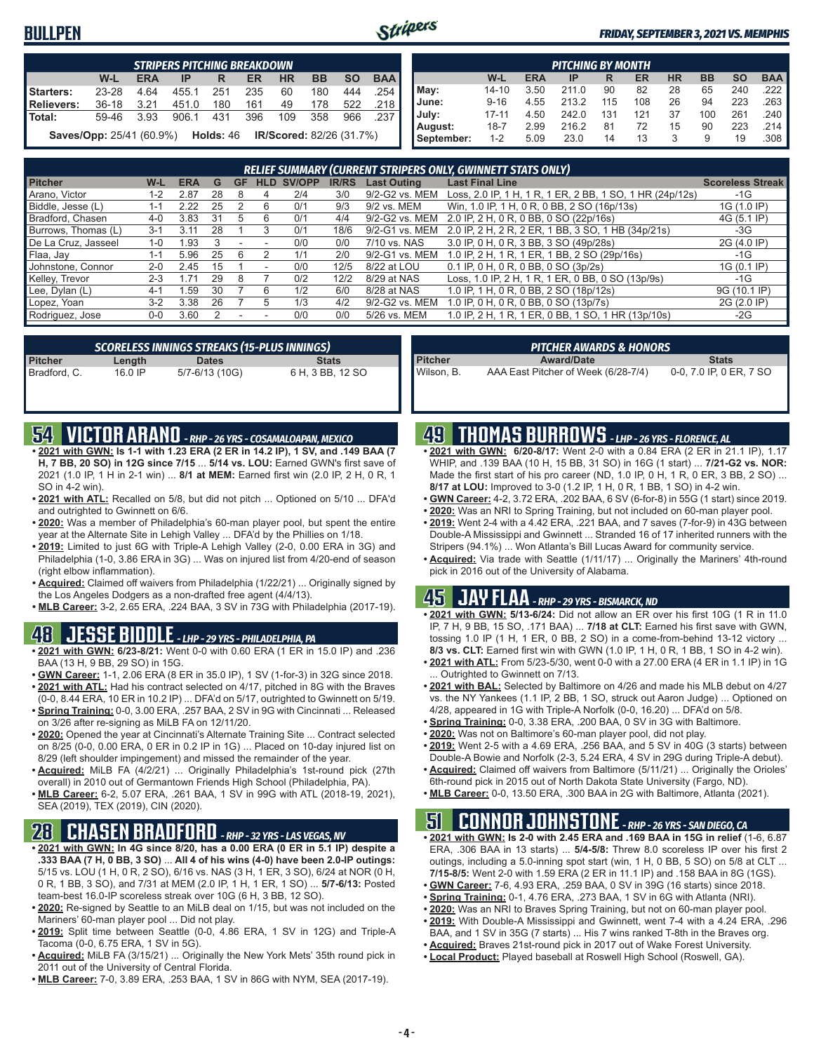# BULLPEN

**FRIDAY, SEPTEMBER 3, 2021 VS. MEMPHIS**

### STRIPERS PITCHING BREAKDOWN

| | W-L | ERA | IP | R | ER | HR | BB | SO | BAA |
|---|---|---|---|---|---|---|---|---|---|
| **Starters:** | 23-28 | 4.64 | 455.1 | 251 | 235 | 60 | 180 | 444 | .254 |
| **Relievers:** | 36-18 | 3.21 | 451.0 | 180 | 161 | 49 | 178 | 522 | .218 |
| **Total:** | 59-46 | 3.93 | 906.1 | 431 | 396 | 109 | 358 | 966 | .237 |

**Saves/Opp:** 25/41 (60.9%) **Holds:** 46 **IR/Scored:** 82/26 (31.7%)

### PITCHING BY MONTH

| | W-L | ERA | IP | R | ER | HR | BB | SO | BAA |
|---|---|---|---|---|---|---|---|---|---|
| **May:** | 14-10 | 3.50 | 211.0 | 90 | 82 | 28 | 65 | 240 | .222 |
| **June:** | 9-16 | 4.55 | 213.2 | 115 | 108 | 26 | 94 | 223 | .263 |
| **July:** | 17-11 | 4.50 | 242.0 | 131 | 121 | 37 | 100 | 261 | .240 |
| **August:** | 18-7 | 2.99 | 216.2 | 81 | 72 | 15 | 90 | 223 | .214 |
| **September:** | 1-2 | 5.09 | 23.0 | 14 | 13 | 3 | 9 | 19 | .308 |

### RELIEF SUMMARY (CURRENT STRIPERS ONLY, GWINNETT STATS ONLY)

| Pitcher | W-L | ERA | G | GF | HLD | SV/OPP | IR/RS | Last Outing | Last Final Line | Scoreless Streak |
|---|---|---|---|---|---|---|---|---|---|---|
| Arano, Victor | 1-2 | 2.87 | 28 | 8 | 4 | 2/4 | 3/0 | 9/2-G2 vs. MEM | Loss, 2.0 IP, 1 H, 1 R, 1 ER, 2 BB, 1 SO, 1 HR (24p/12s) | -1G |
| Biddle, Jesse (L) | 1-1 | 2.22 | 25 | 2 | 6 | 0/1 | 9/3 | 9/2 vs. MEM | Win, 1.0 IP, 1 H, 0 R, 0 BB, 2 SO (16p/13s) | 1G (1.0 IP) |
| Bradford, Chasen | 4-0 | 3.83 | 31 | 5 | 6 | 0/1 | 4/4 | 9/2-G2 vs. MEM | 2.0 IP, 2 H, 0 R, 0 BB, 0 SO (22p/16s) | 4G (5.1 IP) |
| Burrows, Thomas (L) | 3-1 | 3.11 | 28 | 1 | 3 | 0/1 | 18/6 | 9/2-G1 vs. MEM | 2.0 IP, 2 H, 2 R, 2 ER, 1 BB, 3 SO, 1 HB (34p/21s) | -3G |
| De La Cruz, Jasseel | 1-0 | 1.93 | 3 | - | - | 0/0 | 0/0 | 7/10 vs. NAS | 3.0 IP, 0 H, 0 R, 3 BB, 3 SO (49p/28s) | 2G (4.0 IP) |
| Flaa, Jay | 1-1 | 5.96 | 25 | 6 | 2 | 1/1 | 2/0 | 9/2-G1 vs. MEM | 1.0 IP, 2 H, 1 R, 1 ER, 1 BB, 2 SO (29p/16s) | -1G |
| Johnstone, Connor | 2-0 | 2.45 | 15 | 1 | - | 0/0 | 12/5 | 8/22 at LOU | 0.1 IP, 0 H, 0 R, 0 BB, 0 SO (3p/2s) | 1G (0.1 IP) |
| Kelley, Trevor | 2-3 | 1.71 | 29 | 8 | 7 | 0/2 | 12/2 | 8/29 at NAS | Loss, 1.0 IP, 2 H, 1 R, 1 ER, 0 BB, 0 SO (13p/9s) | -1G |
| Lee, Dylan (L) | 4-1 | 1.59 | 30 | 7 | 6 | 1/2 | 6/0 | 8/28 at NAS | 1.0 IP, 1 H, 0 R, 0 BB, 2 SO (18p/12s) | 9G (10.1 IP) |
| Lopez, Yoan | 3-2 | 3.38 | 26 | 7 | 5 | 1/3 | 4/2 | 9/2-G2 vs. MEM | 1.0 IP, 0 H, 0 R, 0 BB, 0 SO (13p/7s) | 2G (2.0 IP) |
| Rodriguez, Jose | 0-0 | 3.60 | 2 | - | - | 0/0 | 0/0 | 5/26 vs. MEM | 1.0 IP, 2 H, 1 R, 1 ER, 0 BB, 1 SO, 1 HR (13p/10s) | -2G |

### SCORELESS INNINGS STREAKS (15-PLUS INNINGS)

| Pitcher | Length | Dates | Stats |
|---|---|---|---|
| Bradford, C. | 16.0 IP | 5/7-6/13 (10G) | 6 H, 3 BB, 12 SO |

### PITCHER AWARDS & HONORS

| Pitcher | Award/Date | Stats |
|---|---|---|
| Wilson, B. | AAA East Pitcher of Week (6/28-7/4) | 0-0, 7.0 IP, 0 ER, 7 SO |

## 54 VICTOR ARANO - RHP - 26 YRS - COSAMALOAPAN, MEXICO

- **2021 with GWN: Is 1-1 with 1.23 ERA (2 ER in 14.2 IP), 1 SV, and .149 BAA (7 H, 7 BB, 20 SO) in 12G since 7/15** ... **5/14 vs. LOU:** Earned GWN's first save of 2021 (1.0 IP, 1 H in 2-1 win) ... **8/1 at MEM:** Earned first win (2.0 IP, 2 H, 0 R, 1 SO in 4-2 win).
- **2021 with ATL:** Recalled on 5/8, but did not pitch ... Optioned on 5/10 ... DFA'd and outrighted to Gwinnett on 6/6.
- **2020:** Was a member of Philadelphia's 60-man player pool, but spent the entire year at the Alternate Site in Lehigh Valley ... DFA'd by the Phillies on 1/18.
- **2019:** Limited to just 6G with Triple-A Lehigh Valley (2-0, 0.00 ERA in 3G) and Philadelphia (1-0, 3.86 ERA in 3G) ... Was on injured list from 4/20-end of season (right elbow inflammation).
- **Acquired:** Claimed off waivers from Philadelphia (1/22/21) ... Originally signed by the Los Angeles Dodgers as a non-drafted free agent (4/4/13).
- **MLB Career:** 3-2, 2.65 ERA, .224 BAA, 3 SV in 73G with Philadelphia (2017-19).

## 48 JESSE BIDDLE - LHP - 29 YRS - PHILADELPHIA, PA

- **2021 with GWN: 6/23-8/21:** Went 0-0 with 0.60 ERA (1 ER in 15.0 IP) and .236 BAA (13 H, 9 BB, 29 SO) in 15G.
- **GWN Career:** 1-1, 2.06 ERA (8 ER in 35.0 IP), 1 SV (1-for-3) in 32G since 2018.
- **2021 with ATL:** Had his contract selected on 4/17, pitched in 8G with the Braves (0-0, 8.44 ERA, 10 ER in 10.2 IP) ... DFA'd on 5/17, outrighted to Gwinnett on 5/19.
- **Spring Training:** 0-0, 3.00 ERA, .257 BAA, 2 SV in 9G with Cincinnati ... Released on 3/26 after re-signing as MiLB FA on 12/11/20.
- **2020:** Opened the year at Cincinnati's Alternate Training Site ... Contract selected on 8/25 (0-0, 0.00 ERA, 0 ER in 0.2 IP in 1G) ... Placed on 10-day injured list on 8/29 (left shoulder impingement) and missed the remainder of the year.
- **Acquired:** MiLB FA (4/2/21) ... Originally Philadelphia's 1st-round pick (27th overall) in 2010 out of Germantown Friends High School (Philadelphia, PA).
- **MLB Career:** 6-2, 5.07 ERA, .261 BAA, 1 SV in 99G with ATL (2018-19, 2021), SEA (2019), TEX (2019), CIN (2020).

## 28 CHASEN BRADFORD - RHP - 32 YRS - LAS VEGAS, NV

- **2021 with GWN: In 4G since 8/20, has a 0.00 ERA (0 ER in 5.1 IP) despite a .333 BAA (7 H, 0 BB, 3 SO)** ... **All 4 of his wins (4-0) have been 2.0-IP outings:** 5/15 vs. LOU (1 H, 0 R, 2 SO), 6/16 vs. NAS (3 H, 1 ER, 3 SO), 6/24 at NOR (0 H, 0 R, 1 BB, 3 SO), and 7/31 at MEM (2.0 IP, 1 H, 1 ER, 1 SO) ... **5/7-6/13:** Posted team-best 16.0-IP scoreless streak over 10G (6 H, 3 BB, 12 SO).
- **2020:** Re-signed by Seattle to an MiLB deal on 1/15, but was not included on the Mariners' 60-man player pool ... Did not play.
- **2019:** Split time between Seattle (0-0, 4.86 ERA, 1 SV in 12G) and Triple-A Tacoma (0-0, 6.75 ERA, 1 SV in 5G).
- **Acquired:** MiLB FA (3/15/21) ... Originally the New York Mets' 35th round pick in 2011 out of the University of Central Florida.
- **MLB Career:** 7-0, 3.89 ERA, .253 BAA, 1 SV in 86G with NYM, SEA (2017-19).

## 49 THOMAS BURROWS - LHP - 26 YRS - FLORENCE, AL

- **2021 with GWN: 6/20-8/17:** Went 2-0 with a 0.84 ERA (2 ER in 21.1 IP), 1.17 WHIP, and .139 BAA (10 H, 15 BB, 31 SO) in 16G (1 start) ... **7/21-G2 vs. NOR:** Made the first start of his pro career (ND, 1.0 IP, 0 H, 1 R, 0 ER, 3 BB, 2 SO) ... **8/17 at LOU:** Improved to 3-0 (1.2 IP, 1 H, 0 R, 1 BB, 1 SO) in 4-2 win.
- **GWN Career:** 4-2, 3.72 ERA, .202 BAA, 6 SV (6-for-8) in 55G (1 start) since 2019.
- **2020:** Was an NRI to Spring Training, but not included on 60-man player pool.
- **2019:** Went 2-4 with a 4.42 ERA, .221 BAA, and 7 saves (7-for-9) in 43G between Double-A Mississippi and Gwinnett ... Stranded 16 of 17 inherited runners with the Stripers (94.1%) ... Won Atlanta's Bill Lucas Award for community service.
- **Acquired:** Via trade with Seattle (1/11/17) ... Originally the Mariners' 4th-round pick in 2016 out of the University of Alabama.

## 45 JAY FLAA - RHP - 29 YRS - BISMARCK, ND

- **2021 with GWN: 5/13-6/24:** Did not allow an ER over his first 10G (1 R in 11.0 IP, 7 H, 9 BB, 15 SO, .171 BAA) ... **7/18 at CLT:** Earned his first save with GWN, tossing 1.0 IP (1 H, 1 ER, 0 BB, 2 SO) in a come-from-behind 13-12 victory ... **8/3 vs. CLT:** Earned first win with GWN (1.0 IP, 1 H, 0 R, 1 BB, 1 SO in 4-2 win).
- **2021 with ATL:** From 5/23-5/30, went 0-0 with a 27.00 ERA (4 ER in 1.1 IP) in 1G ... Outrighted to Gwinnett on 7/13.
- **2021 with BAL:** Selected by Baltimore on 4/26 and made his MLB debut on 4/27 vs. the NY Yankees (1.1 IP, 2 BB, 1 SO, struck out Aaron Judge) ... Optioned on 4/28, appeared in 1G with Triple-A Norfolk (0-0, 16.20) ... DFA'd on 5/8.
- **Spring Training:** 0-0, 3.38 ERA, .200 BAA, 0 SV in 3G with Baltimore.
- **2020:** Was not on Baltimore's 60-man player pool, did not play.
- **2019:** Went 2-5 with a 4.69 ERA, .256 BAA, and 5 SV in 40G (3 starts) between Double-A Bowie and Norfolk (2-3, 5.24 ERA, 4 SV in 29G during Triple-A debut).
- **Acquired:** Claimed off waivers from Baltimore (5/11/21) ... Originally the Orioles' 6th-round pick in 2015 out of North Dakota State University (Fargo, ND).
- **MLB Career:** 0-0, 13.50 ERA, .300 BAA in 2G with Baltimore, Atlanta (2021).

## 51 CONNOR JOHNSTONE - RHP - 26 YRS - SAN DIEGO, CA

- **2021 with GWN: Is 2-0 with 2.45 ERA and .169 BAA in 15G in relief** (1-6, 6.87 ERA, .306 BAA in 13 starts) ... **5/4-5/8:** Threw 8.0 scoreless IP over his first 2 outings, including a 5.0-inning spot start (win, 1 H, 0 BB, 5 SO) on 5/8 at CLT ... **7/15-8/5:** Went 2-0 with 1.59 ERA (2 ER in 11.1 IP) and .158 BAA in 8G (1GS).
- **GWN Career:** 7-6, 4.93 ERA, .259 BAA, 0 SV in 39G (16 starts) since 2018.
- **Spring Training:** 0-1, 4.76 ERA, .273 BAA, 1 SV in 6G with Atlanta (NRI).
- **2020:** Was an NRI to Braves Spring Training, but not on 60-man player pool.
- **2019:** With Double-A Mississippi and Gwinnett, went 7-4 with a 4.24 ERA, .296 BAA, and 1 SV in 35G (7 starts) ... His 7 wins ranked T-8th in the Braves org.
- **Acquired:** Braves 21st-round pick in 2017 out of Wake Forest University.
- **Local Product:** Played baseball at Roswell High School (Roswell, GA).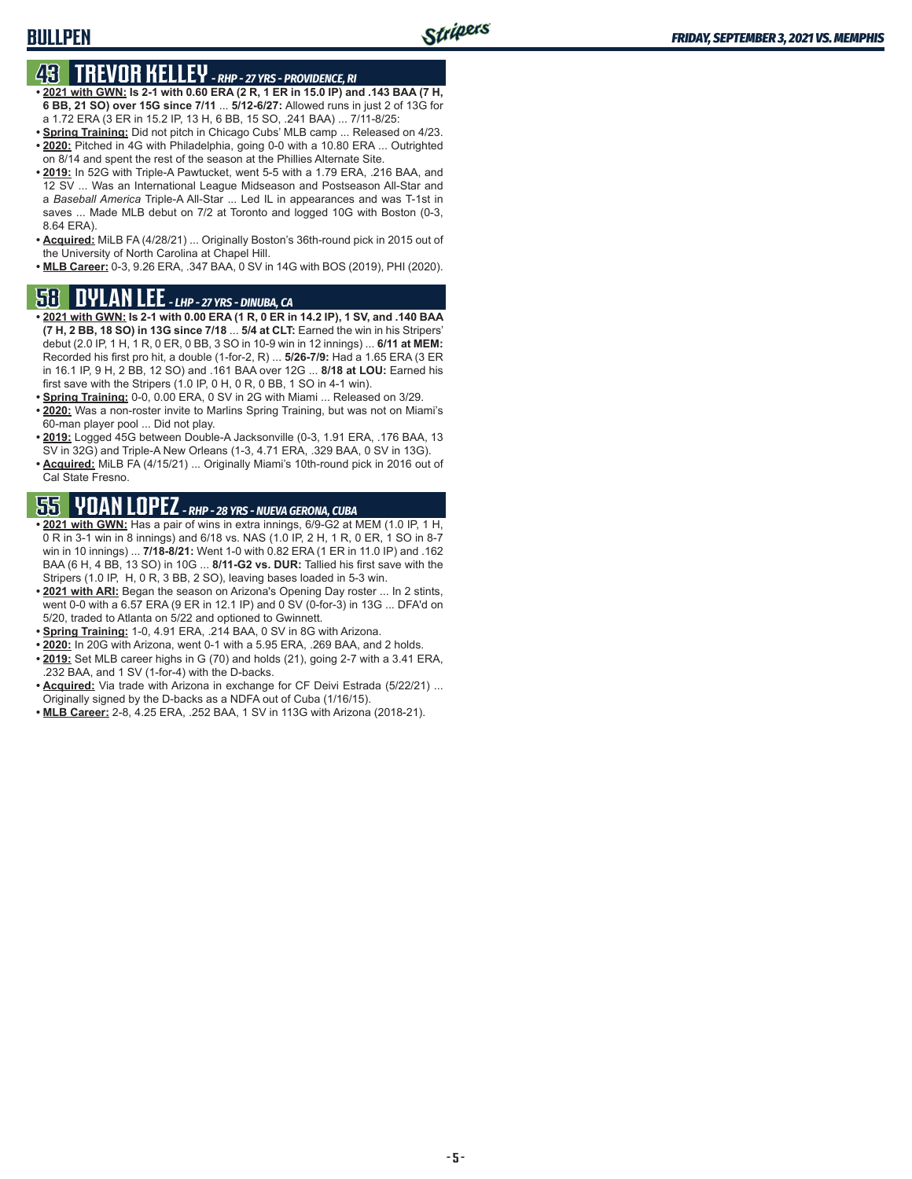# BULLPEN

## 43 TREVOR KELLEY - RHP - 27 YRS - PROVIDENCE, RI

- **2021 with GWN: Is 2-1 with 0.60 ERA (2 R, 1 ER in 15.0 IP) and .143 BAA (7 H, 6 BB, 21 SO) over 15G since 7/11** ... **5/12-6/27:** Allowed runs in just 2 of 13G for a 1.72 ERA (3 ER in 15.2 IP, 13 H, 6 BB, 15 SO, .241 BAA) ... 7/11-8/25:
- **Spring Training:** Did not pitch in Chicago Cubs' MLB camp ... Released on 4/23.
- **2020:** Pitched in 4G with Philadelphia, going 0-0 with a 10.80 ERA ... Outrighted on 8/14 and spent the rest of the season at the Phillies Alternate Site.
- **2019:** In 52G with Triple-A Pawtucket, went 5-5 with a 1.79 ERA, .216 BAA, and 12 SV ... Was an International League Midseason and Postseason All-Star and a *Baseball America* Triple-A All-Star ... Led IL in appearances and was T-1st in saves ... Made MLB debut on 7/2 at Toronto and logged 10G with Boston (0-3, 8.64 ERA).
- **Acquired:** MiLB FA (4/28/21) ... Originally Boston's 36th-round pick in 2015 out of the University of North Carolina at Chapel Hill.
- **MLB Career:** 0-3, 9.26 ERA, .347 BAA, 0 SV in 14G with BOS (2019), PHI (2020).

## 58 DYLAN LEE - LHP - 27 YRS - DINUBA, CA

- **2021 with GWN: Is 2-1 with 0.00 ERA (1 R, 0 ER in 14.2 IP), 1 SV, and .140 BAA (7 H, 2 BB, 18 SO) in 13G since 7/18** ... **5/4 at CLT:** Earned the win in his Stripers' debut (2.0 IP, 1 H, 1 R, 0 ER, 0 BB, 3 SO in 10-9 win in 12 innings) ... **6/11 at MEM:** Recorded his first pro hit, a double (1-for-2, R) ... **5/26-7/9:** Had a 1.65 ERA (3 ER in 16.1 IP, 9 H, 2 BB, 12 SO) and .161 BAA over 12G ... **8/18 at LOU:** Earned his first save with the Stripers (1.0 IP, 0 H, 0 R, 0 BB, 1 SO in 4-1 win).
- **Spring Training:** 0-0, 0.00 ERA, 0 SV in 2G with Miami ... Released on 3/29.
- **2020:** Was a non-roster invite to Marlins Spring Training, but was not on Miami's 60-man player pool ... Did not play.
- **2019:** Logged 45G between Double-A Jacksonville (0-3, 1.91 ERA, .176 BAA, 13 SV in 32G) and Triple-A New Orleans (1-3, 4.71 ERA, .329 BAA, 0 SV in 13G).
- **Acquired:** MiLB FA (4/15/21) ... Originally Miami's 10th-round pick in 2016 out of Cal State Fresno.

## 55 YOAN LOPEZ - RHP - 28 YRS - NUEVA GERONA, CUBA

- **2021 with GWN:** Has a pair of wins in extra innings, 6/9-G2 at MEM (1.0 IP, 1 H, 0 R in 3-1 win in 8 innings) and 6/18 vs. NAS (1.0 IP, 2 H, 1 R, 0 ER, 1 SO in 8-7 win in 10 innings) ... **7/18-8/21:** Went 1-0 with 0.82 ERA (1 ER in 11.0 IP) and .162 BAA (6 H, 4 BB, 13 SO) in 10G ... **8/11-G2 vs. DUR:** Tallied his first save with the Stripers (1.0 IP, H, 0 R, 3 BB, 2 SO), leaving bases loaded in 5-3 win.
- **2021 with ARI:** Began the season on Arizona's Opening Day roster ... In 2 stints, went 0-0 with a 6.57 ERA (9 ER in 12.1 IP) and 0 SV (0-for-3) in 13G ... DFA'd on 5/20, traded to Atlanta on 5/22 and optioned to Gwinnett.
- **Spring Training:** 1-0, 4.91 ERA, .214 BAA, 0 SV in 8G with Arizona.
- **2020:** In 20G with Arizona, went 0-1 with a 5.95 ERA, .269 BAA, and 2 holds.
- **2019:** Set MLB career highs in G (70) and holds (21), going 2-7 with a 3.41 ERA, .232 BAA, and 1 SV (1-for-4) with the D-backs.
- **Acquired:** Via trade with Arizona in exchange for CF Deivi Estrada (5/22/21) ... Originally signed by the D-backs as a NDFA out of Cuba (1/16/15).
- **MLB Career:** 2-8, 4.25 ERA, .252 BAA, 1 SV in 113G with Arizona (2018-21).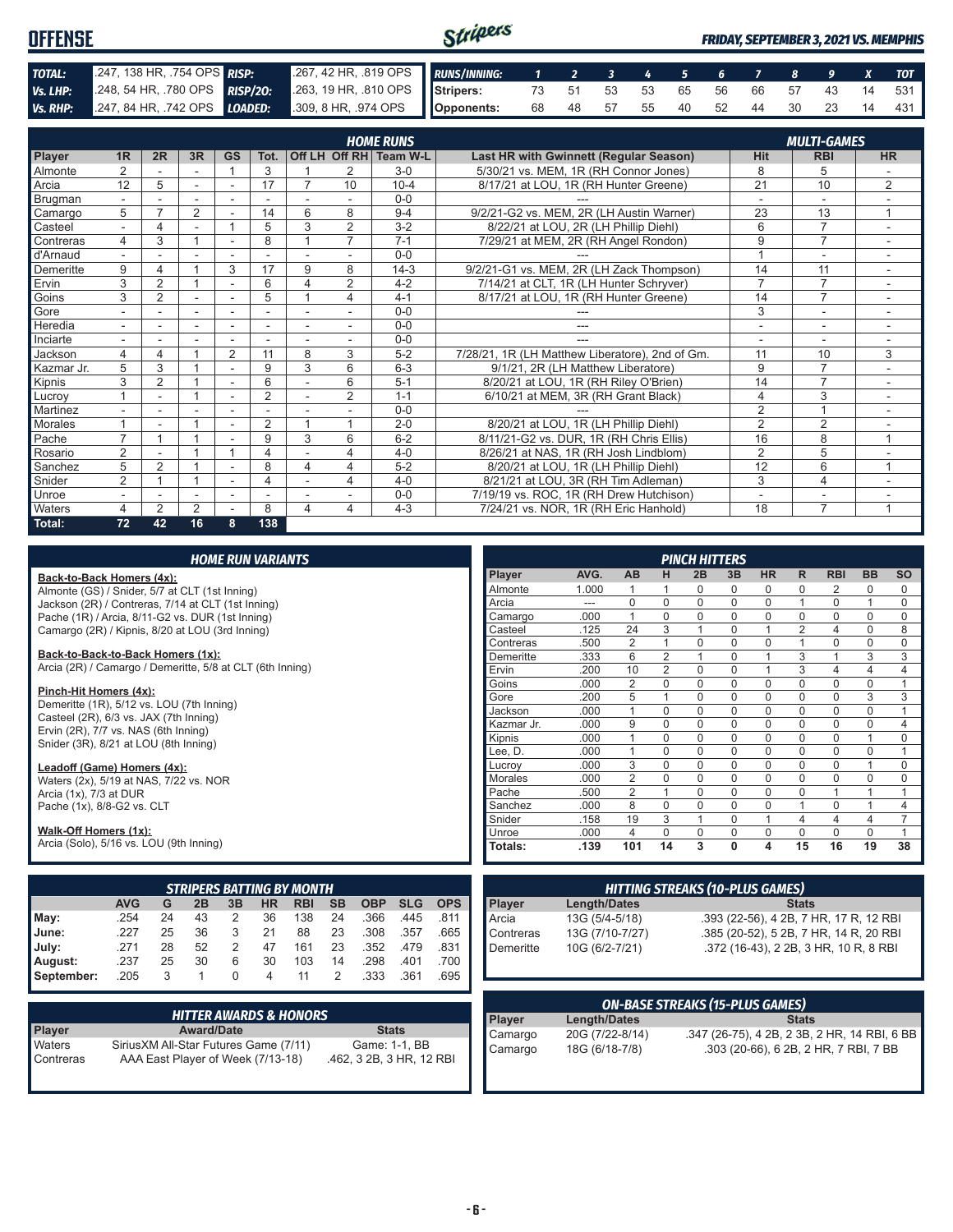# OFFENSE

*FRIDAY, SEPTEMBER 3, 2021 VS. MEMPHIS*

| | | | |
|---|---|---|---|
| **TOTAL:** | .247, 138 HR, .754 OPS | **RISP:** | .267, 42 HR, .819 OPS |
| **Vs. LHP:** | .248, 54 HR, .780 OPS | **RISP/2O:** | .263, 19 HR, .810 OPS |
| **Vs. RHP:** | .247, 84 HR, .742 OPS | **LOADED:** | .309, 8 HR, .974 OPS |

| RUNS/INNING: | 1 | 2 | 3 | 4 | 5 | 6 | 7 | 8 | 9 | X | TOT |
|---|---|---|---|---|---|---|---|---|---|---|---|
| Stripers: | 73 | 51 | 53 | 53 | 65 | 56 | 66 | 57 | 43 | 14 | 531 |
| Opponents: | 68 | 48 | 57 | 55 | 40 | 52 | 44 | 30 | 23 | 14 | 431 |

## HOME RUNS / MULTI-GAMES

| Player | 1R | 2R | 3R | GS | Tot. | Off LH | Off RH | Team W-L | Last HR with Gwinnett (Regular Season) | Hit | RBI | HR |
|---|---|---|---|---|---|---|---|---|---|---|---|---|
| Almonte | 2 | - | - | 1 | 3 | 1 | 2 | 3-0 | 5/30/21 vs. MEM, 1R (RH Connor Jones) | 8 | 5 | - |
| Arcia | 12 | 5 | - | - | 17 | 7 | 10 | 10-4 | 8/17/21 at LOU, 1R (RH Hunter Greene) | 21 | 10 | 2 |
| Brugman | - | - | - | - | - | - | - | 0-0 | --- | - | - | - |
| Camargo | 5 | 7 | 2 | - | 14 | 6 | 8 | 9-4 | 9/2/21-G2 vs. MEM, 2R (LH Austin Warner) | 23 | 13 | 1 |
| Casteel | - | 4 | - | 1 | 5 | 3 | 2 | 3-2 | 8/22/21 at LOU, 2R (LH Phillip Diehl) | 6 | 7 | - |
| Contreras | 4 | 3 | 1 | - | 8 | 1 | 7 | 7-1 | 7/29/21 at MEM, 2R (RH Angel Rondon) | 9 | 7 | - |
| d'Arnaud | - | - | - | - | - | - | - | 0-0 | --- | 1 | - | - |
| Demeritte | 9 | 4 | 1 | 3 | 17 | 9 | 8 | 14-3 | 9/2/21-G1 vs. MEM, 2R (LH Zack Thompson) | 14 | 11 | - |
| Ervin | 3 | 2 | 1 | - | 6 | 4 | 2 | 4-2 | 7/14/21 at CLT, 1R (LH Hunter Schryver) | 7 | 7 | - |
| Goins | 3 | 2 | - | - | 5 | 1 | 4 | 4-1 | 8/17/21 at LOU, 1R (RH Hunter Greene) | 14 | 7 | - |
| Gore | - | - | - | - | - | - | - | 0-0 | --- | 3 | - | - |
| Heredia | - | - | - | - | - | - | - | 0-0 | --- | - | - | - |
| Inciarte | - | - | - | - | - | - | - | 0-0 | --- | - | - | - |
| Jackson | 4 | 4 | 1 | 2 | 11 | 8 | 3 | 5-2 | 7/28/21, 1R (LH Matthew Liberatore), 2nd of Gm. | 11 | 10 | 3 |
| Kazmar Jr. | 5 | 3 | 1 | - | 9 | 3 | 6 | 6-3 | 9/1/21, 2R (LH Matthew Liberatore) | 9 | 7 | - |
| Kipnis | 3 | 2 | 1 | - | 6 | - | 6 | 5-1 | 8/20/21 at LOU, 1R (RH Riley O'Brien) | 14 | 7 | - |
| Lucroy | 1 | - | 1 | - | 2 | - | 2 | 1-1 | 6/10/21 at MEM, 3R (RH Grant Black) | 4 | 3 | - |
| Martinez | - | - | - | - | - | - | - | 0-0 | --- | 2 | 1 | - |
| Morales | 1 | - | 1 | - | 2 | 1 | 1 | 2-0 | 8/20/21 at LOU, 1R (LH Phillip Diehl) | 2 | 2 | - |
| Pache | 7 | 1 | 1 | - | 9 | 3 | 6 | 6-2 | 8/11/21-G2 vs. DUR, 1R (RH Chris Ellis) | 16 | 8 | 1 |
| Rosario | 2 | - | 1 | 1 | 4 | - | 4 | 4-0 | 8/26/21 at NAS, 1R (RH Josh Lindblom) | 2 | 5 | - |
| Sanchez | 5 | 2 | 1 | - | 8 | 4 | 4 | 5-2 | 8/20/21 at LOU, 1R (LH Phillip Diehl) | 12 | 6 | 1 |
| Snider | 2 | 1 | 1 | - | 4 | - | 4 | 4-0 | 8/21/21 at LOU, 3R (RH Tim Adleman) | 3 | 4 | - |
| Unroe | - | - | - | - | - | - | - | 0-0 | 7/19/19 vs. ROC, 1R (RH Drew Hutchison) | - | - | - |
| Waters | 4 | 2 | 2 | - | 8 | 4 | 4 | 4-3 | 7/24/21 vs. NOR, 1R (RH Eric Hanhold) | 18 | 7 | 1 |
| **Total:** | **72** | **42** | **16** | **8** | **138** | | | | | | | |

## HOME RUN VARIANTS

**Back-to-Back Homers (4x):**
Almonte (GS) / Snider, 5/7 at CLT (1st Inning)
Jackson (2R) / Contreras, 7/14 at CLT (1st Inning)
Pache (1R) / Arcia, 8/11-G2 vs. DUR (1st Inning)
Camargo (2R) / Kipnis, 8/20 at LOU (3rd Inning)

**Back-to-Back-to-Back Homers (1x):**
Arcia (2R) / Camargo / Demeritte, 5/8 at CLT (6th Inning)

**Pinch-Hit Homers (4x):**
Demeritte (1R), 5/12 vs. LOU (7th Inning)
Casteel (2R), 6/3 vs. JAX (7th Inning)
Ervin (2R), 7/7 vs. NAS (6th Inning)
Snider (3R), 8/21 at LOU (8th Inning)

**Leadoff (Game) Homers (4x):**
Waters (2x), 5/19 at NAS, 7/22 vs. NOR
Arcia (1x), 7/3 at DUR
Pache (1x), 8/8-G2 vs. CLT

**Walk-Off Homers (1x):**
Arcia (Solo), 5/16 vs. LOU (9th Inning)

## PINCH HITTERS

| Player | AVG. | AB | H | 2B | 3B | HR | R | RBI | BB | SO |
|---|---|---|---|---|---|---|---|---|---|---|
| Almonte | 1.000 | 1 | 1 | 0 | 0 | 0 | 0 | 2 | 0 | 0 |
| Arcia | --- | 0 | 0 | 0 | 0 | 0 | 1 | 0 | 1 | 0 |
| Camargo | .000 | 1 | 0 | 0 | 0 | 0 | 0 | 0 | 0 | 0 |
| Casteel | .125 | 24 | 3 | 1 | 0 | 1 | 2 | 4 | 0 | 8 |
| Contreras | .500 | 2 | 1 | 0 | 0 | 0 | 1 | 0 | 0 | 0 |
| Demeritte | .333 | 6 | 2 | 1 | 0 | 1 | 3 | 1 | 3 | 3 |
| Ervin | .200 | 10 | 2 | 0 | 0 | 1 | 3 | 4 | 4 | 4 |
| Goins | .000 | 2 | 0 | 0 | 0 | 0 | 0 | 0 | 0 | 1 |
| Gore | .200 | 5 | 1 | 0 | 0 | 0 | 0 | 0 | 3 | 3 |
| Jackson | .000 | 1 | 0 | 0 | 0 | 0 | 0 | 0 | 0 | 1 |
| Kazmar Jr. | .000 | 9 | 0 | 0 | 0 | 0 | 0 | 0 | 0 | 4 |
| Kipnis | .000 | 1 | 0 | 0 | 0 | 0 | 0 | 0 | 1 | 0 |
| Lee, D. | .000 | 1 | 0 | 0 | 0 | 0 | 0 | 0 | 0 | 1 |
| Lucroy | .000 | 3 | 0 | 0 | 0 | 0 | 0 | 0 | 1 | 0 |
| Morales | .000 | 2 | 0 | 0 | 0 | 0 | 0 | 0 | 0 | 0 |
| Pache | .500 | 2 | 1 | 0 | 0 | 0 | 0 | 1 | 1 | 1 |
| Sanchez | .000 | 8 | 0 | 0 | 0 | 0 | 1 | 0 | 1 | 4 |
| Snider | .158 | 19 | 3 | 1 | 0 | 1 | 4 | 4 | 4 | 7 |
| Unroe | .000 | 4 | 0 | 0 | 0 | 0 | 0 | 0 | 0 | 1 |
| **Totals:** | **.139** | **101** | **14** | **3** | **0** | **4** | **15** | **16** | **19** | **38** |

## STRIPERS BATTING BY MONTH

| | AVG | G | 2B | 3B | HR | RBI | SB | OBP | SLG | OPS |
|---|---|---|---|---|---|---|---|---|---|---|
| May: | .254 | 24 | 43 | 2 | 36 | 138 | 24 | .366 | .445 | .811 |
| June: | .227 | 25 | 36 | 3 | 21 | 88 | 23 | .308 | .357 | .665 |
| July: | .271 | 28 | 52 | 2 | 47 | 161 | 23 | .352 | .479 | .831 |
| August: | .237 | 25 | 30 | 6 | 30 | 103 | 14 | .298 | .401 | .700 |
| September: | .205 | 3 | 1 | 0 | 4 | 11 | 2 | .333 | .361 | .695 |

## HITTING STREAKS (10-PLUS GAMES)

| Player | Length/Dates | Stats |
|---|---|---|
| Arcia | 13G (5/4-5/18) | .393 (22-56), 4 2B, 7 HR, 17 R, 12 RBI |
| Contreras | 13G (7/10-7/27) | .385 (20-52), 5 2B, 7 HR, 14 R, 20 RBI |
| Demeritte | 10G (6/2-7/21) | .372 (16-43), 2 2B, 3 HR, 10 R, 8 RBI |

## HITTER AWARDS & HONORS

| Player | Award/Date | Stats |
|---|---|---|
| Waters | SiriusXM All-Star Futures Game (7/11) | Game: 1-1, BB |
| Contreras | AAA East Player of Week (7/13-18) | .462, 3 2B, 3 HR, 12 RBI |

## ON-BASE STREAKS (15-PLUS GAMES)

| Player | Length/Dates | Stats |
|---|---|---|
| Camargo | 20G (7/22-8/14) | .347 (26-75), 4 2B, 2 3B, 2 HR, 14 RBI, 6 BB |
| Camargo | 18G (6/18-7/8) | .303 (20-66), 6 2B, 2 HR, 7 RBI, 7 BB |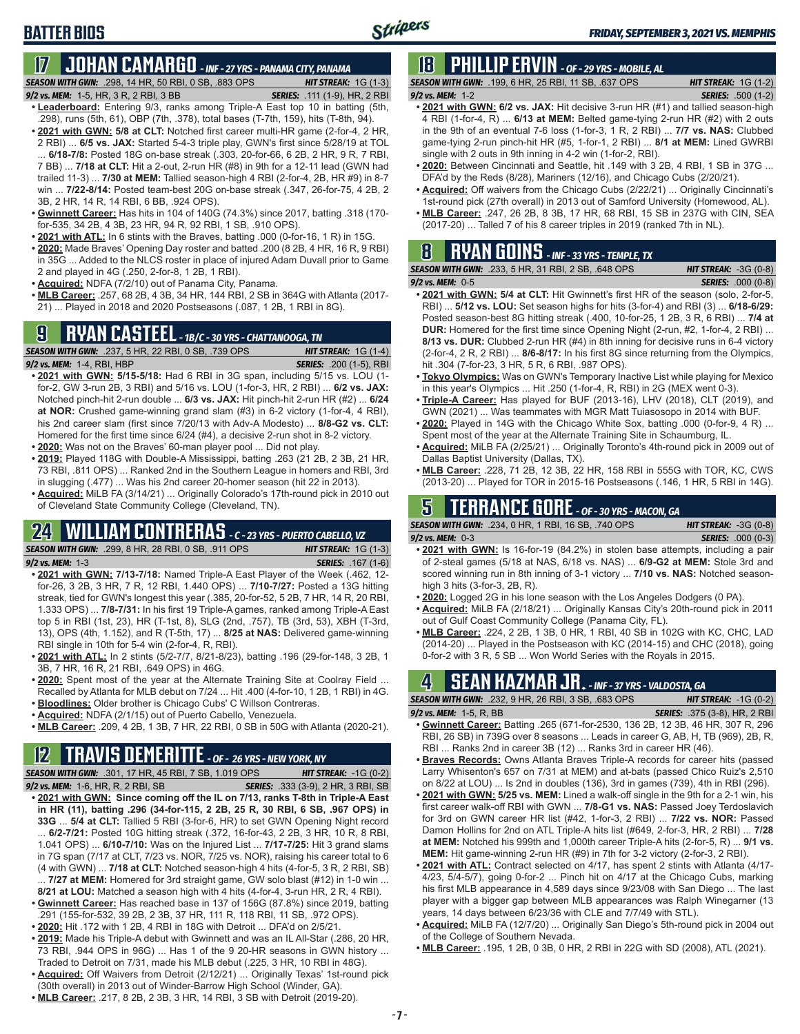# BATTER BIOS

## 17 JOHAN CAMARGO - INF - 27 YRS - PANAMA CITY, PANAMA

**SEASON WITH GWN:** .298, 14 HR, 50 RBI, 0 SB, .883 OPS — **HIT STREAK:** 1G (1-3)
**9/2 vs. MEM:** 1-5, HR, 3 R, 2 RBI, 3 BB — **SERIES:** .111 (1-9), HR, 2 RBI

- **Leaderboard:** Entering 9/3, ranks among Triple-A East top 10 in batting (5th, .298), runs (5th, 61), OBP (7th, .378), total bases (T-7th, 159), hits (T-8th, 94).
- **2021 with GWN: 5/8 at CLT:** Notched first career multi-HR game (2-for-4, 2 HR, 2 RBI) ... **6/5 vs. JAX:** Started 5-4-3 triple play, GWN's first since 5/28/19 at TOL ... **6/18-7/8:** Posted 18G on-base streak (.303, 20-for-66, 6 2B, 2 HR, 9 R, 7 RBI, 7 BB) ... **7/18 at CLT:** Hit a 2-out, 2-run HR (#8) in 9th for a 12-11 lead (GWN had trailed 11-3) ... **7/30 at MEM:** Tallied season-high 4 RBI (2-for-4, 2B, HR #9) in 8-7 win ... **7/22-8/14:** Posted team-best 20G on-base streak (.347, 26-for-75, 4 2B, 2 3B, 2 HR, 14 R, 14 RBI, 6 BB, .924 OPS).
- **Gwinnett Career:** Has hits in 104 of 140G (74.3%) since 2017, batting .318 (170-for-535, 34 2B, 4 3B, 23 HR, 94 R, 92 RBI, 1 SB, .910 OPS).
- **2021 with ATL:** In 6 stints with the Braves, batting .000 (0-for-16, 1 R) in 15G.
- **2020:** Made Braves' Opening Day roster and batted .200 (8 2B, 4 HR, 16 R, 9 RBI) in 35G ... Added to the NLCS roster in place of injured Adam Duvall prior to Game 2 and played in 4G (.250, 2-for-8, 1 2B, 1 RBI).
- **Acquired:** NDFA (7/2/10) out of Panama City, Panama.
- **MLB Career:** .257, 68 2B, 4 3B, 34 HR, 144 RBI, 2 SB in 364G with Atlanta (2017-21) ... Played in 2018 and 2020 Postseasons (.087, 1 2B, 1 RBI in 8G).

## 9 RYAN CASTEEL - 1B/C - 30 YRS - CHATTANOOGA, TN

**SEASON WITH GWN:** .237, 5 HR, 22 RBI, 0 SB, .739 OPS — **HIT STREAK:** 1G (1-4)
**9/2 vs. MEM:** 1-4, RBI, HBP — **SERIES:** .200 (1-5), RBI

- **2021 with GWN: 5/15-5/18:** Had 6 RBI in 3G span, including 5/15 vs. LOU (1-for-2, GW 3-run 2B, 3 RBI) and 5/16 vs. LOU (1-for-3, HR, 2 RBI) ... **6/2 vs. JAX:** Notched pinch-hit 2-run double ... **6/3 vs. JAX:** Hit pinch-hit 2-run HR (#2) ... **6/24 at NOR:** Crushed game-winning grand slam (#3) in 6-2 victory (1-for-4, 4 RBI), his 2nd career slam (first since 7/20/13 with Adv-A Modesto) ... **8/8-G2 vs. CLT:** Homered for the first time since 6/24 (#4), a decisive 2-run shot in 8-2 victory.
- **2020:** Was not on the Braves' 60-man player pool ... Did not play.
- **2019:** Played 118G with Double-A Mississippi, batting .263 (21 2B, 2 3B, 21 HR, 73 RBI, .811 OPS) ... Ranked 2nd in the Southern League in homers and RBI, 3rd in slugging (.477) ... Was his 2nd career 20-homer season (hit 22 in 2013).
- **Acquired:** MiLB FA (3/14/21) ... Originally Colorado's 17th-round pick in 2010 out of Cleveland State Community College (Cleveland, TN).

## 24 WILLIAM CONTRERAS - C - 23 YRS - PUERTO CABELLO, VZ

**SEASON WITH GWN:** .299, 8 HR, 28 RBI, 0 SB, .911 OPS — **HIT STREAK:** 1G (1-3)
**9/2 vs. MEM:** 1-3 — **SERIES:** .167 (1-6)

- **2021 with GWN: 7/13-7/18:** Named Triple-A East Player of the Week (.462, 12-for-26, 3 2B, 3 HR, 7 R, 12 RBI, 1.440 OPS) ... **7/10-7/27:** Posted a 13G hitting streak, tied for GWN's longest this year (.385, 20-for-52, 5 2B, 7 HR, 14 R, 20 RBI, 1.333 OPS) ... **7/8-7/31:** In his first 19 Triple-A games, ranked among Triple-A East top 5 in RBI (1st, 23), HR (T-1st, 8), SLG (2nd, .757), TB (3rd, 53), XBH (T-3rd, 13), OPS (4th, 1.152), and R (T-5th, 17) ... **8/25 at NAS:** Delivered game-winning RBI single in 10th for 5-4 win (2-for-4, R, RBI).
- **2021 with ATL:** In 2 stints (5/2-7/7, 8/21-8/23), batting .196 (29-for-148, 3 2B, 1 3B, 7 HR, 16 R, 21 RBI, .649 OPS) in 46G.
- **2020:** Spent most of the year at the Alternate Training Site at Coolray Field ... Recalled by Atlanta for MLB debut on 7/24 ... Hit .400 (4-for-10, 1 2B, 1 RBI) in 4G.
- **Bloodlines:** Older brother is Chicago Cubs' C Willson Contreras.
- **Acquired:** NDFA (2/1/15) out of Puerto Cabello, Venezuela.
- **MLB Career:** .209, 4 2B, 1 3B, 7 HR, 22 RBI, 0 SB in 50G with Atlanta (2020-21).

## 12 TRAVIS DEMERITTE - OF - 26 YRS - NEW YORK, NY

**SEASON WITH GWN:** .301, 17 HR, 45 RBI, 7 SB, 1.019 OPS — **HIT STREAK:** -1G (0-2)
**9/2 vs. MEM:** 1-6, HR, R, 2 RBI, SB — **SERIES:** .333 (3-9), 2 HR, 3 RBI, SB

- **2021 with GWN: Since coming off the IL on 7/13, ranks T-8th in Triple-A East in HR (11), batting .296 (34-for-115, 2 2B, 25 R, 30 RBI, 6 SB, .967 OPS) in 33G** ... **5/4 at CLT:** Tallied 5 RBI (3-for-6, HR) to set GWN Opening Night record ... **6/2-7/21:** Posted 10G hitting streak (.372, 16-for-43, 2 2B, 3 HR, 10 R, 8 RBI, 1.041 OPS) ... **6/10-7/10:** Was on the Injured List ... **7/17-7/25:** Hit 3 grand slams in 7G span (7/17 at CLT, 7/23 vs. NOR, 7/25 vs. NOR), raising his career total to 6 (4 with GWN) ... **7/18 at CLT:** Notched season-high 4 hits (4-for-5, 3 R, 2 RBI, SB) ... **7/27 at MEM:** Homered for 3rd straight game, GW solo blast (#12) in 1-0 win ... **8/21 at LOU:** Matched a season high with 4 hits (4-for-4, 3-run HR, 2 R, 4 RBI).
- **Gwinnett Career:** Has reached base in 137 of 156G (87.8%) since 2019, batting .291 (155-for-532, 39 2B, 2 3B, 37 HR, 111 R, 118 RBI, 11 SB, .972 OPS).
- **2020:** Hit .172 with 1 2B, 4 RBI in 18G with Detroit ... DFA'd on 2/5/21.
- **2019:** Made his Triple-A debut with Gwinnett and was an IL All-Star (.286, 20 HR, 73 RBI, .944 OPS in 96G) ... Has 1 of the 9 20-HR seasons in GWN history ... Traded to Detroit on 7/31, made his MLB debut (.225, 3 HR, 10 RBI in 48G).
- **Acquired:** Off Waivers from Detroit (2/12/21) ... Originally Texas' 1st-round pick (30th overall) in 2013 out of Winder-Barrow High School (Winder, GA).
- **MLB Career:** .217, 8 2B, 2 3B, 3 HR, 14 RBI, 3 SB with Detroit (2019-20).

## 18 PHILLIP ERVIN - OF - 29 YRS - MOBILE, AL

**SEASON WITH GWN:** .199, 6 HR, 25 RBI, 11 SB, .637 OPS — **HIT STREAK:** 1G (1-2)
**9/2 vs. MEM:** 1-2 — **SERIES:** .500 (1-2)

- **2021 with GWN: 6/2 vs. JAX:** Hit decisive 3-run HR (#1) and tallied season-high 4 RBI (1-for-4, R) ... **6/13 at MEM:** Belted game-tying 2-run HR (#2) with 2 outs in the 9th of an eventual 7-6 loss (1-for-3, 1 R, 2 RBI) ... **7/7 vs. NAS:** Clubbed game-tying 2-run pinch-hit HR (#5, 1-for-1, 2 RBI) ... **8/1 at MEM:** Lined GWRBI single with 2 outs in 9th inning in 4-2 win (1-for-2, RBI).
- **2020:** Between Cincinnati and Seattle, hit .149 with 3 2B, 4 RBI, 1 SB in 37G ... DFA'd by the Reds (8/28), Mariners (12/16), and Chicago Cubs (2/20/21).
- **Acquired:** Off waivers from the Chicago Cubs (2/22/21) ... Originally Cincinnati's 1st-round pick (27th overall) in 2013 out of Samford University (Homewood, AL).
- **MLB Career:** .247, 26 2B, 8 3B, 17 HR, 68 RBI, 15 SB in 237G with CIN, SEA (2017-20) ... Talled 7 of his 8 career triples in 2019 (ranked 7th in NL).

## 8 RYAN GOINS - INF - 33 YRS - TEMPLE, TX

**SEASON WITH GWN:** .233, 5 HR, 31 RBI, 2 SB, .648 OPS — **HIT STREAK:** -3G (0-8)
**9/2 vs. MEM:** 0-5 — **SERIES:** .000 (0-8)

- **2021 with GWN: 5/4 at CLT:** Hit Gwinnett's first HR of the season (solo, 2-for-5, RBI) ... **5/12 vs. LOU:** Set season highs for hits (3-for-4) and RBI (3) ... **6/18-6/29:** Posted season-best 8G hitting streak (.400, 10-for-25, 1 2B, 3 R, 6 RBI) ... **7/4 at DUR:** Homered for the first time since Opening Night (2-run, #2, 1-for-4, 2 RBI) ... **8/13 vs. DUR:** Clubbed 2-run HR (#4) in 8th inning for decisive runs in 6-4 victory (2-for-4, 2 R, 2 RBI) ... **8/6-8/17:** In his first 8G since returning from the Olympics, hit .304 (7-for-23, 3 HR, 5 R, 6 RBI, .987 OPS).
- **Tokyo Olympics:** Was on GWN's Temporary Inactive List while playing for Mexico in this year's Olympics ... Hit .250 (1-for-4, R, RBI) in 2G (MEX went 0-3).
- **Triple-A Career:** Has played for BUF (2013-16), LHV (2018), CLT (2019), and GWN (2021) ... Was teammates with MGR Matt Tuiasosopo in 2014 with BUF.
- **2020:** Played in 14G with the Chicago White Sox, batting .000 (0-for-9, 4 R) ... Spent most of the year at the Alternate Training Site in Schaumburg, IL.
- **Acquired:** MiLB FA (2/25/21) ... Originally Toronto's 4th-round pick in 2009 out of Dallas Baptist University (Dallas, TX).
- **MLB Career:** .228, 71 2B, 12 3B, 22 HR, 158 RBI in 555G with TOR, KC, CWS (2013-20) ... Played for TOR in 2015-16 Postseasons (.146, 1 HR, 5 RBI in 14G).

## 5 TERRANCE GORE - OF - 30 YRS - MACON, GA

**SEASON WITH GWN:** .234, 0 HR, 1 RBI, 16 SB, .740 OPS — **HIT STREAK:** -3G (0-8)
**9/2 vs. MEM:** 0-3 — **SERIES:** .000 (0-3)

- **2021 with GWN:** Is 16-for-19 (84.2%) in stolen base attempts, including a pair of 2-steal games (5/18 at NAS, 6/18 vs. NAS) ... **6/9-G2 at MEM:** Stole 3rd and scored winning run in 8th inning of 3-1 victory ... **7/10 vs. NAS:** Notched season-high 3 hits (3-for-3, 2B, R).
- **2020:** Logged 2G in his lone season with the Los Angeles Dodgers (0 PA).
- **Acquired:** MiLB FA (2/18/21) ... Originally Kansas City's 20th-round pick in 2011 out of Gulf Coast Community College (Panama City, FL).
- **MLB Career:** .224, 2 2B, 1 3B, 0 HR, 1 RBI, 40 SB in 102G with KC, CHC, LAD (2014-20) ... Played in the Postseason with KC (2014-15) and CHC (2018), going 0-for-2 with 3 R, 5 SB ... Won World Series with the Royals in 2015.

## 4 SEAN KAZMAR JR. - INF - 37 YRS - VALDOSTA, GA

**SEASON WITH GWN:** .232, 9 HR, 26 RBI, 3 SB, .683 OPS — **HIT STREAK:** -1G (0-2)
**9/2 vs. MEM:** 1-5, R, BB — **SERIES:** .375 (3-8), HR, 2 RBI

- **Gwinnett Career:** Batting .265 (671-for-2530, 136 2B, 12 3B, 46 HR, 307 R, 296 RBI, 26 SB) in 739G over 8 seasons ... Leads in career G, AB, H, TB (969), 2B, R, RBI ... Ranks 2nd in career 3B (12) ... Ranks 3rd in career HR (46).
- **Braves Records:** Owns Atlanta Braves Triple-A records for career hits (passed Larry Whisenton's 657 on 7/31 at MEM) and at-bats (passed Chico Ruiz's 2,510 on 8/22 at LOU) ... Is 2nd in doubles (136), 3rd in games (739), 4th in RBI (296).
- **2021 with GWN: 5/25 vs. MEM:** Lined a walk-off single in the 9th for a 2-1 win, his first career walk-off RBI with GWN ... **7/8-G1 vs. NAS:** Passed Joey Terdoslavich for 3rd on GWN career HR list (#42, 1-for-3, 2 RBI) ... **7/22 vs. NOR:** Passed Damon Hollins for 2nd on ATL Triple-A hits list (#649, 2-for-3, HR, 2 RBI) ... **7/28 at MEM:** Notched his 999th and 1,000th career Triple-A hits (2-for-5, R) ... **9/1 vs. MEM:** Hit game-winning 2-run HR (#9) in 7th for 3-2 victory (2-for-3, 2 RBI).
- **2021 with ATL:** Contract selected on 4/17, has spent 2 stints with Atlanta (4/17-4/23, 5/4-5/7), going 0-for-2 ... Pinch hit on 4/17 at the Chicago Cubs, marking his first MLB appearance in 4,589 days since 9/23/08 with San Diego ... The last player with a bigger gap between MLB appearances was Ralph Winegarner (13 years, 14 days between 6/23/36 with CLE and 7/7/49 with STL).
- **Acquired:** MiLB FA (12/7/20) ... Originally San Diego's 5th-round pick in 2004 out of the College of Southern Nevada.
- **MLB Career:** .195, 1 2B, 0 3B, 0 HR, 2 RBI in 22G with SD (2008), ATL (2021).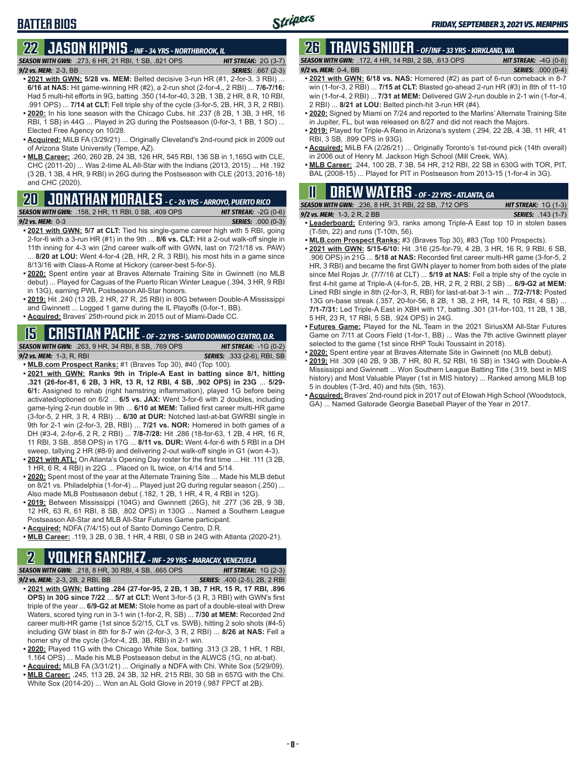# BATTER BIOS

## 22 JASON KIPNIS - INF - 34 YRS - NORTHBROOK, IL

**SEASON WITH GWN:** .273, 6 HR, 21 RBI, 1 SB, .821 OPS **HIT STREAK:** 2G (3-7)
**9/2 vs. MEM:** 2-3, BB **SERIES:** .667 (2-3)

- **2021 with GWN: 5/28 vs. MEM:** Belted decisive 3-run HR (#1, 2-for-3, 3 RBI) ... **6/16 at NAS:** Hit game-winning HR (#2), a 2-run shot (2-for-4,, 2 RBI) ... **7/6-7/16:** Had 5 multi-hit efforts in 9G, batting .350 (14-for-40, 3 2B, 1 3B, 2 HR, 8 R, 10 RBI, .991 OPS) ... **7/14 at CLT:** Fell triple shy of the cycle (3-for-5, 2B, HR, 3 R, 2 RBI).
- **2020:** In his lone season with the Chicago Cubs, hit .237 (8 2B, 1 3B, 3 HR, 16 RBI, 1 SB) in 44G ... Played in 2G during the Postseason (0-for-3, 1 BB, 1 SO) ... Elected Free Agency on 10/28.
- **Acquired:** MiLB FA (3/29/21) ... Originally Cleveland's 2nd-round pick in 2009 out of Arizona State University (Tempe, AZ).
- **MLB Career:** .260, 260 2B, 24 3B, 126 HR, 545 RBI, 136 SB in 1,165G with CLE, CHC (2011-20) ... Was 2-time AL All-Star with the Indians (2013, 2015) ... Hit .192 (3 2B, 1 3B, 4 HR, 9 RBI) in 26G during the Postseason with CLE (2013, 2016-18) and CHC (2020).

## 20 JONATHAN MORALES - C - 26 YRS - ARROYO, PUERTO RICO

**SEASON WITH GWN:** .158, 2 HR, 11 RBI, 0 SB, .409 OPS **HIT STREAK:** -2G (0-6)
**9/2 vs. MEM:** 0-3 **SERIES:** .000 (0-3)

- **2021 with GWN: 5/7 at CLT:** Tied his single-game career high with 5 RBI, going 2-for-6 with a 3-run HR (#1) in the 9th ... **8/6 vs. CLT:** Hit a 2-out walk-off single in 11th inning for 4-3 win (2nd career walk-off with GWN, last on 7/21/18 vs. PAW) ... **8/20 at LOU:** Went 4-for-4 (2B, HR, 2 R, 3 RBI), his most hits in a game since 8/13/16 with Class-A Rome at Hickory (career-best 5-for-5).
- **2020:** Spent entire year at Braves Alternate Training Site in Gwinnett (no MLB debut) ... Played for Caguas of the Puerto Rican Winter League (.394, 3 HR, 9 RBI in 13G), earning PWL Postseason All-Star honors.
- **2019:** Hit .240 (13 2B, 2 HR, 27 R, 25 RBI) in 80G between Double-A Mississippi and Gwinnett ... Logged 1 game during the IL Playoffs (0-for-1, BB).
- **Acquired:** Braves' 25th-round pick in 2015 out of Miami-Dade CC.

## 15 CRISTIAN PACHE - OF - 22 YRS - SANTO DOMINGO CENTRO, D.R.

**SEASON WITH GWN:** .263, 9 HR, 34 RBI, 8 SB, .769 OPS **HIT STREAK:** -1G (0-2)
**9/2 vs. MEM:** 1-3, R, RBI **SERIES:** .333 (2-6), RBI, SB

- **MLB.com Prospect Ranks:** #1 (Braves Top 30), #40 (Top 100).
- **2021 with GWN: Ranks 9th in Triple-A East in batting since 8/1, hitting .321 (26-for-81, 6 2B, 3 HR, 13 R, 12 RBI, 4 SB, .902 OPS) in 23G** ... **5/29-6/1:** Assigned to rehab (right hamstring inflammation), played 1G before being activated/optioned on 6/2 ... **6/5 vs. JAX:** Went 3-for-6 with 2 doubles, including game-tying 2-run double in 9th ... **6/10 at MEM:** Tallied first career multi-HR game (3-for-5, 2 HR, 3 R, 4 RBI) ... **6/30 at DUR:** Notched last-at-bat GWRBI single in 9th for 2-1 win (2-for-3, 2B, RBI) ... **7/21 vs. NOR:** Homered in both games of a DH (#3-4, 2-for-6, 2 R, 2 RBI) ... **7/8-7/28:** Hit .286 (18-for-63, 1 2B, 4 HR, 16 R, 11 RBI, 3 SB, .858 OPS) in 17G ... **8/11 vs. DUR:** Went 4-for-6 with 5 RBI in a DH sweep, tallying 2 HR (#8-9) and delivering 2-out walk-off single in G1 (won 4-3).
- **2021 with ATL:** On Atlanta's Opening Day roster for the first time ... Hit .111 (3 2B, 1 HR, 6 R, 4 RBI) in 22G ... Placed on IL twice, on 4/14 and 5/14.
- **2020:** Spent most of the year at the Alternate Training Site ... Made his MLB debut on 8/21 vs. Philadelphia (1-for-4) ... Played just 2G during regular season (.250) ... Also made MLB Postseason debut (.182, 1 2B, 1 HR, 4 R, 4 RBI in 12G).
- **2019:** Between Mississippi (104G) and Gwinnett (26G), hit .277 (36 2B, 9 3B, 12 HR, 63 R, 61 RBI, 8 SB, .802 OPS) in 130G ... Named a Southern League Postseason All-Star and MLB All-Star Futures Game participant.
- **Acquired:** NDFA (7/4/15) out of Santo Domingo Centro, D.R.
- **MLB Career:** .119, 3 2B, 0 3B, 1 HR, 4 RBI, 0 SB in 24G with Atlanta (2020-21).

## 2 YOLMER SANCHEZ - INF - 29 YRS - MARACAY, VENEZUELA

**SEASON WITH GWN:** .218, 8 HR, 30 RBI, 4 SB, .665 OPS **HIT STREAK:** 1G (2-3)
**9/2 vs. MEM:** 2-3, 2B, 2 RBI, BB **SERIES:** .400 (2-5), 2B, 2 RBI

- **2021 with GWN: Batting .284 (27-for-95, 2 2B, 1 3B, 7 HR, 15 R, 17 RBI, .896 OPS) in 30G since 7/22** ... **5/7 at CLT:** Went 3-for-5 (3 R, 3 RBI) with GWN's first triple of the year ... **6/9-G2 at MEM:** Stole home as part of a double-steal with Drew Waters, scored tying run in 3-1 win (1-for-2, R, SB) ... **7/30 at MEM:** Recorded 2nd career multi-HR game (1st since 5/2/15, CLT vs. SWB), hitting 2 solo shots (#4-5) including GW blast in 8th for 8-7 win (2-for-3, 3 R, 2 RBI) ... **8/26 at NAS:** Fell a homer shy of the cycle (3-for-4, 2B, 3B, RBI) in 2-1 win.
- **2020:** Played 11G with the Chicago White Sox, batting .313 (3 2B, 1 HR, 1 RBI, 1.164 OPS) ... Made his MLB Postseason debut in the ALWCS (1G, no at-bat).
- **Acquired:** MiLB FA (3/31/21) ... Originally a NDFA with Chi. White Sox (5/29/09).
- **MLB Career:** .245, 113 2B, 24 3B, 32 HR, 215 RBI, 30 SB in 657G with the Chi. White Sox (2014-20) ... Won an AL Gold Glove in 2019 (.987 FPCT at 2B).

## 26 TRAVIS SNIDER - OF/INF - 33 YRS - KIRKLAND, WA

**SEASON WITH GWN:** .172, 4 HR, 14 RBI, 2 SB, .613 OPS **HIT STREAK:** -4G (0-8)
**9/2 vs. MEM:** 0-4, BB **SERIES:** .000 (0-4)

- **2021 with GWN: 6/18 vs. NAS:** Homered (#2) as part of 6-run comeback in 8-7 win (1-for-3, 2 RBI) ... **7/15 at CLT:** Blasted go-ahead 2-run HR (#3) in 8th of 11-10 win (1-for-4, 2 RBI) ... **7/31 at MEM:** Delivered GW 2-run double in 2-1 win (1-for-4, 2 RBI) ... **8/21 at LOU:** Belted pinch-hit 3-run HR (#4).
- **2020:** Signed by Miami on 7/24 and reported to the Marlins' Alternate Training Site in Jupiter, FL, but was released on 8/27 and did not reach the Majors.
- **2019:** Played for Triple-A Reno in Arizona's system (.294, 22 2B, 4 3B, 11 HR, 41 RBI, 3 SB, .899 OPS in 93G).
- **Acquired:** MiLB FA (2/26/21) ... Originally Toronto's 1st-round pick (14th overall) in 2006 out of Henry M. Jackson High School (Mill Creek, WA).
- **MLB Career:** .244, 100 2B, 7 3B, 54 HR, 212 RBI, 22 SB in 630G with TOR, PIT, BAL (2008-15) ... Played for PIT in Postseason from 2013-15 (1-for-4 in 3G).

## 11 DREW WATERS - OF - 22 YRS - ATLANTA, GA

**SEASON WITH GWN:** .236, 8 HR, 31 RBI, 22 SB, .712 OPS **HIT STREAK:** 1G (1-3)
**9/2 vs. MEM:** 1-3, 2 R, 2 BB **SERIES:** .143 (1-7)

- **Leaderboard:** Entering 9/3, ranks among Triple-A East top 10 in stolen bases (T-5th, 22) and runs (T-10th, 56).
- **MLB.com Prospect Ranks:** #3 (Braves Top 30), #83 (Top 100 Prospects).
- **2021 with GWN: 5/15-6/10:** Hit .316 (25-for-79, 4 2B, 3 HR, 16 R, 9 RBI, 6 SB, .906 OPS) in 21G ... **5/18 at NAS:** Recorded first career multi-HR game (3-for-5, 2 HR, 3 RBI) and became the first GWN player to homer from both sides of the plate since Mel Rojas Jr. (7/7/16 at CLT) ... **5/19 at NAS:** Fell a triple shy of the cycle in first 4-hit game at Triple-A (4-for-5, 2B, HR, 2 R, 2 RBI, 2 SB) ... **6/9-G2 at MEM:** Lined RBI single in 8th (2-for-3, R, RBI) for last-at-bat 3-1 win ... **7/2-7/18:** Posted 13G on-base streak (.357, 20-for-56, 8 2B, 1 3B, 2 HR, 14 R, 10 RBI, 4 SB) ... **7/1-7/31:** Led Triple-A East in XBH with 17, batting .301 (31-for-103, 11 2B, 1 3B, 5 HR, 23 R, 17 RBI, 5 SB, .924 OPS) in 24G.
- **Futures Game:** Played for the NL Team in the 2021 SiriusXM All-Star Futures Game on 7/11 at Coors Field (1-for-1, BB) ... Was the 7th active Gwinnett player selected to the game (1st since RHP Touki Toussaint in 2018).
- **2020:** Spent entire year at Braves Alternate Site in Gwinnett (no MLB debut).
- **2019:** Hit .309 (40 2B, 9 3B, 7 HR, 80 R, 52 RBI, 16 SB) in 134G with Double-A Mississippi and Gwinnett ... Won Southern League Batting Title (.319, best in MIS history) and Most Valuable Player (1st in MIS history) ... Ranked among MiLB top 5 in doubles (T-3rd, 40) and hits (5th, 163).
- **Acquired:** Braves' 2nd-round pick in 2017 out of Etowah High School (Woodstock, GA) ... Named Gatorade Georgia Baseball Player of the Year in 2017.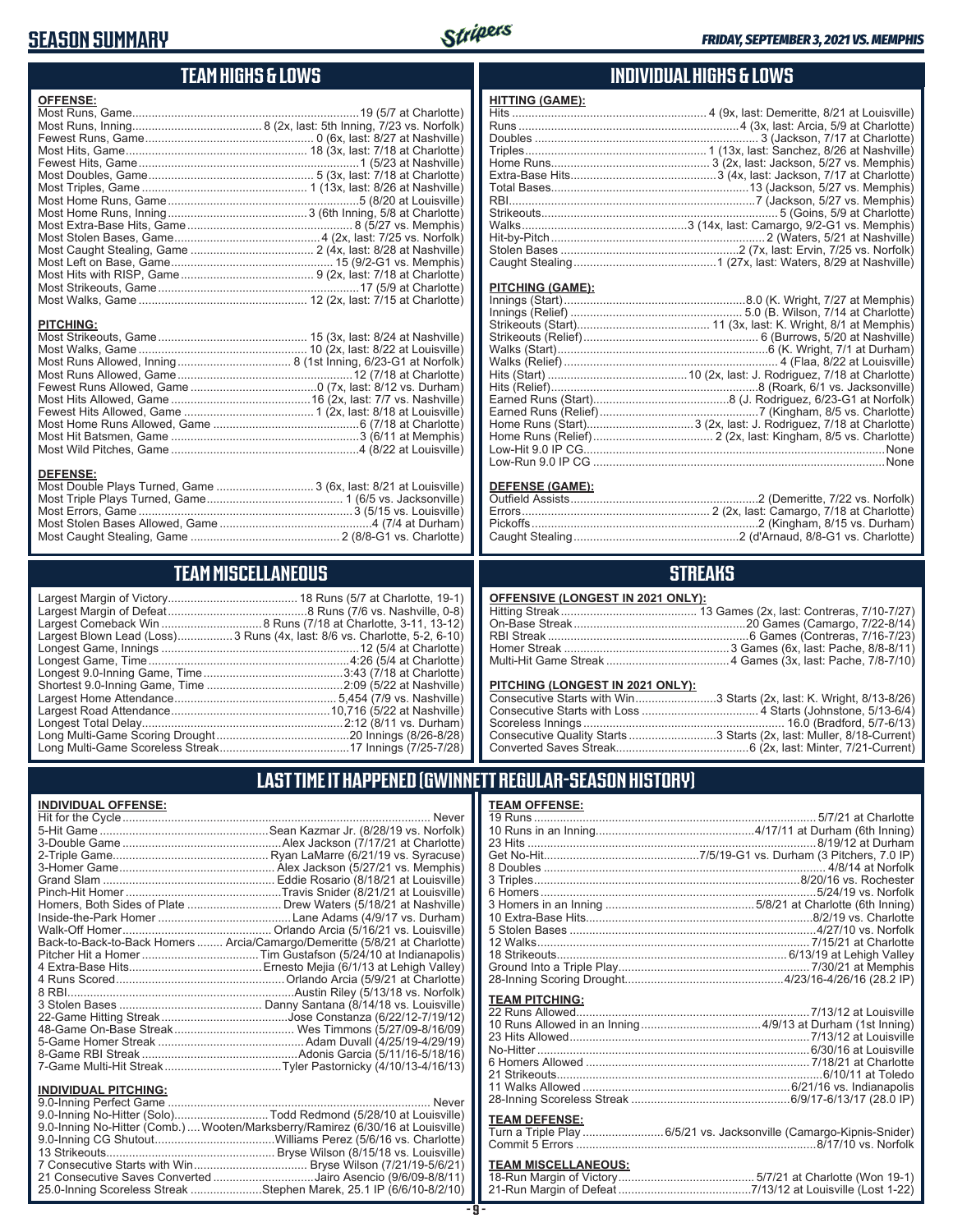# SEASON SUMMARY

## TEAM HIGHS & LOWS

### OFFENSE:

| | |
|---|---|
| Most Runs, Game | 19 (5/7 at Charlotte) |
| Most Runs, Inning | 8 (2x, last: 5th Inning, 7/23 vs. Norfolk) |
| Fewest Runs, Game | 0 (6x, last: 8/27 at Nashville) |
| Most Hits, Game | 18 (3x, last: 7/18 at Charlotte) |
| Fewest Hits, Game | 1 (5/23 at Nashville) |
| Most Doubles, Game | 5 (3x, last: 7/18 at Charlotte) |
| Most Triples, Game | 1 (13x, last: 8/26 at Nashville) |
| Most Home Runs, Game | 5 (8/20 at Louisville) |
| Most Home Runs, Inning | 3 (6th Inning, 5/8 at Charlotte) |
| Most Extra-Base Hits, Game | 8 (5/27 vs. Memphis) |
| Most Stolen Bases, Game | 4 (2x, last: 7/25 vs. Norfolk) |
| Most Caught Stealing, Game | 2 (4x, last: 8/28 at Nashville) |
| Most Left on Base, Game | 15 (9/2-G1 vs. Memphis) |
| Most Hits with RISP, Game | 9 (2x, last: 7/18 at Charlotte) |
| Most Strikeouts, Game | 17 (5/9 at Charlotte) |
| Most Walks, Game | 12 (2x, last: 7/15 at Charlotte) |

### PITCHING:

| | |
|---|---|
| Most Strikeouts, Game | 15 (3x, last: 8/24 at Nashville) |
| Most Walks, Game | 10 (2x, last: 8/22 at Louisville) |
| Most Runs Allowed, Inning | 8 (1st Inning, 6/23-G1 at Norfolk) |
| Most Runs Allowed, Game | 12 (7/18 at Charlotte) |
| Fewest Runs Allowed, Game | 0 (7x, last: 8/12 vs. Durham) |
| Most Hits Allowed, Game | 16 (2x, last: 7/7 vs. Nashville) |
| Fewest Hits Allowed, Game | 1 (2x, last: 8/18 at Louisville) |
| Most Home Runs Allowed, Game | 6 (7/18 at Charlotte) |
| Most Hit Batsmen, Game | 3 (6/11 at Memphis) |
| Most Wild Pitches, Game | 4 (8/22 at Louisville) |

### DEFENSE:

| | |
|---|---|
| Most Double Plays Turned, Game | 3 (6x, last: 8/21 at Louisville) |
| Most Triple Plays Turned, Game | 1 (6/5 vs. Jacksonville) |
| Most Errors, Game | 3 (5/15 vs. Louisville) |
| Most Stolen Bases Allowed, Game | 4 (7/4 at Durham) |
| Most Caught Stealing, Game | 2 (8/8-G1 vs. Charlotte) |

## INDIVIDUAL HIGHS & LOWS

### HITTING (GAME):

| | |
|---|---|
| Hits | 4 (9x, last: Demeritte, 8/21 at Louisville) |
| Runs | 4 (3x, last: Arcia, 5/9 at Charlotte) |
| Doubles | 3 (Jackson, 7/17 at Charlotte) |
| Triples | 1 (13x, last: Sanchez, 8/26 at Nashville) |
| Home Runs | 3 (2x, last: Jackson, 5/27 vs. Memphis) |
| Extra-Base Hits | 3 (4x, last: Jackson, 7/17 at Charlotte) |
| Total Bases | 13 (Jackson, 5/27 vs. Memphis) |
| RBI | 7 (Jackson, 5/27 vs. Memphis) |
| Strikeouts | 5 (Goins, 5/9 at Charlotte) |
| Walks | 3 (14x, last: Camargo, 9/2-G1 vs. Memphis) |
| Hit-by-Pitch | 2 (Waters, 5/21 at Nashville) |
| Stolen Bases | 2 (7x, last: Ervin, 7/25 vs. Norfolk) |
| Caught Stealing | 1 (27x, last: Waters, 8/29 at Nashville) |

### PITCHING (GAME):

| | |
|---|---|
| Innings (Start) | 8.0 (K. Wright, 7/27 at Memphis) |
| Innings (Relief) | 5.0 (B. Wilson, 7/14 at Charlotte) |
| Strikeouts (Start) | 11 (3x, last: K. Wright, 8/1 at Memphis) |
| Strikeouts (Relief) | 6 (Burrows, 5/20 at Nashville) |
| Walks (Start) | 6 (K. Wright, 7/1 at Durham) |
| Walks (Relief) | 4 (Flaa, 8/22 at Louisville) |
| Hits (Start) | 10 (2x, last: J. Rodriguez, 7/18 at Charlotte) |
| Hits (Relief) | 8 (Roark, 6/1 vs. Jacksonville) |
| Earned Runs (Start) | 8 (J. Rodriguez, 6/23-G1 at Norfolk) |
| Earned Runs (Relief) | 7 (Kingham, 8/5 vs. Charlotte) |
| Home Runs (Start) | 3 (2x, last: J. Rodriguez, 7/18 at Charlotte) |
| Home Runs (Relief) | 2 (3x, last: Kingham, 8/5 vs. Charlotte) |
| Low-Hit 9.0 IP CG | None |
| Low-Run 9.0 IP CG | None |

### DEFENSE (GAME):

| | |
|---|---|
| Outfield Assists | 2 (Demeritte, 7/22 vs. Norfolk) |
| Errors | 2 (2x, last: Camargo, 7/18 at Charlotte) |
| Pickoffs | 2 (Kingham, 8/15 vs. Durham) |
| Caught Stealing | 2 (d'Arnaud, 8/8-G1 vs. Charlotte) |

## TEAM MISCELLANEOUS

| | |
|---|---|
| Largest Margin of Victory | 18 Runs (5/7 at Charlotte, 19-1) |
| Largest Margin of Defeat | 8 Runs (7/6 vs. Nashville, 0-8) |
| Largest Comeback Win | 8 Runs (7/18 at Charlotte, 3-11, 13-12) |
| Largest Blown Lead (Loss) | 3 Runs (4x, last: 8/6 vs. Charlotte, 5-2, 6-10) |
| Longest Game, Innings | 12 (5/4 at Charlotte) |
| Longest Game, Time | 4:26 (5/4 at Charlotte) |
| Longest 9.0-Inning Game, Time | 3:43 (7/18 at Charlotte) |
| Shortest 9.0-Inning Game, Time | 2:09 (5/22 at Nashville) |
| Largest Home Attendance | 5,454 (7/9 vs. Nashville) |
| Largest Road Attendance | 10,716 (5/22 at Nashville) |
| Longest Total Delay | 2:12 (8/11 vs. Durham) |
| Long Multi-Game Scoring Drought | 20 Innings (8/26-8/28) |
| Long Multi-Game Scoreless Streak | 17 Innings (7/25-7/28) |

## STREAKS

### OFFENSIVE (LONGEST IN 2021 ONLY):

| | |
|---|---|
| Hitting Streak | 13 Games (2x, last: Contreras, 7/10-7/27) |
| On-Base Streak | 20 Games (Camargo, 7/22-8/14) |
| RBI Streak | 6 Games (Contreras, 7/16-7/23) |
| Homer Streak | 3 Games (6x, last: Pache, 8/8-8/11) |
| Multi-Hit Game Streak | 4 Games (3x, last: Pache, 7/8-7/10) |

### PITCHING (LONGEST IN 2021 ONLY):

| | |
|---|---|
| Consecutive Starts with Win | 3 Starts (2x, last: K. Wright, 8/13-8/26) |
| Consecutive Starts with Loss | 4 Starts (Johnstone, 5/13-6/4) |
| Scoreless Innings | 16.0 (Bradford, 5/7-6/13) |
| Consecutive Quality Starts | 3 Starts (2x, last: Muller, 8/18-Current) |
| Converted Saves Streak | 6 (2x, last: Minter, 7/21-Current) |

## LAST TIME IT HAPPENED (GWINNETT REGULAR-SEASON HISTORY)

### INDIVIDUAL OFFENSE:

| | |
|---|---|
| Hit for the Cycle | Never |
| 5-Hit Game | Sean Kazmar Jr. (8/28/19 vs. Norfolk) |
| 3-Double Game | Alex Jackson (7/17/21 at Charlotte) |
| 2-Triple Game | Ryan LaMarre (6/21/19 vs. Syracuse) |
| 3-Homer Game | Alex Jackson (5/27/21 vs. Memphis) |
| Grand Slam | Eddie Rosario (8/18/21 at Louisville) |
| Pinch-Hit Homer | Travis Snider (8/21/21 at Louisville) |
| Homers, Both Sides of Plate | Drew Waters (5/18/21 at Nashville) |
| Inside-the-Park Homer | Lane Adams (4/9/17 vs. Durham) |
| Walk-Off Homer | Orlando Arcia (5/16/21 vs. Louisville) |
| Back-to-Back-to-Back Homers | Arcia/Camargo/Demeritte (5/8/21 at Charlotte) |
| Pitcher Hit a Homer | Tim Gustafson (5/24/10 at Indianapolis) |
| 4 Extra-Base Hits | Ernesto Mejia (6/1/13 at Lehigh Valley) |
| 4 Runs Scored | Orlando Arcia (5/9/21 at Charlotte) |
| 8 RBI | Austin Riley (5/13/18 vs. Norfolk) |
| 3 Stolen Bases | Danny Santana (8/14/18 vs. Louisville) |
| 22-Game Hitting Streak | Jose Constanza (6/22/12-7/19/12) |
| 48-Game On-Base Streak | Wes Timmons (5/27/09-8/16/09) |
| 5-Game Homer Streak | Adam Duvall (4/25/19-4/29/19) |
| 8-Game RBI Streak | Adonis Garcia (5/11/16-5/18/16) |
| 7-Game Multi-Hit Streak | Tyler Pastornicky (4/10/13-4/16/13) |

### INDIVIDUAL PITCHING:

| | |
|---|---|
| 9.0-Inning Perfect Game | Never |
| 9.0-Inning No-Hitter (Solo) | Todd Redmond (5/28/10 at Louisville) |
| 9.0-Inning No-Hitter (Comb.) | Wooten/Marksberry/Ramirez (6/30/16 at Louisville) |
| 9.0-Inning CG Shutout | Williams Perez (5/6/16 vs. Charlotte) |
| 13 Strikeouts | Bryse Wilson (8/15/18 vs. Louisville) |
| 7 Consecutive Starts with Win | Bryse Wilson (7/21/19-5/6/21) |
| 21 Consecutive Saves Converted | Jairo Asencio (9/6/09-8/8/11) |
| 25.0-Inning Scoreless Streak | Stephen Marek, 25.1 IP (6/6/10-8/2/10) |

### TEAM OFFENSE:

| | |
|---|---|
| 19 Runs | 5/7/21 at Charlotte |
| 10 Runs in an Inning | 4/17/11 at Durham (6th Inning) |
| 23 Hits | 8/19/12 at Durham |
| Get No-Hit | 7/5/19-G1 vs. Durham (3 Pitchers, 7.0 IP) |
| 8 Doubles | 4/8/14 at Norfolk |
| 3 Triples | 8/20/16 vs. Rochester |
| 6 Homers | 5/24/19 vs. Norfolk |
| 3 Homers in an Inning | 5/8/21 at Charlotte (6th Inning) |
| 10 Extra-Base Hits | 8/2/19 vs. Charlotte |
| 5 Stolen Bases | 4/27/10 vs. Norfolk |
| 12 Walks | 7/15/21 at Charlotte |
| 18 Strikeouts | 6/13/19 at Lehigh Valley |
| Ground Into a Triple Play | 7/30/21 at Memphis |
| 28-Inning Scoring Drought | 4/23/16-4/26/16 (28.2 IP) |

### TEAM PITCHING:

| | |
|---|---|
| 22 Runs Allowed | 7/13/12 at Louisville |
| 10 Runs Allowed in an Inning | 4/9/13 at Durham (1st Inning) |
| 23 Hits Allowed | 7/13/12 at Louisville |
| No-Hitter | 6/30/16 at Louisville |
| 6 Homers Allowed | 7/18/21 at Charlotte |
| 21 Strikeouts | 6/10/11 at Toledo |
| 11 Walks Allowed | 6/21/16 vs. Indianapolis |
| 28-Inning Scoreless Streak | 6/9/17-6/13/17 (28.0 IP) |

### TEAM DEFENSE:

| | |
|---|---|
| Turn a Triple Play | 6/5/21 vs. Jacksonville (Camargo-Kipnis-Snider) |
| Commit 5 Errors | 8/17/10 vs. Norfolk |

### TEAM MISCELLANEOUS:

| | |
|---|---|
| 18-Run Margin of Victory | 5/7/21 at Charlotte (Won 19-1) |
| 21-Run Margin of Defeat | 7/13/12 at Louisville (Lost 1-22) |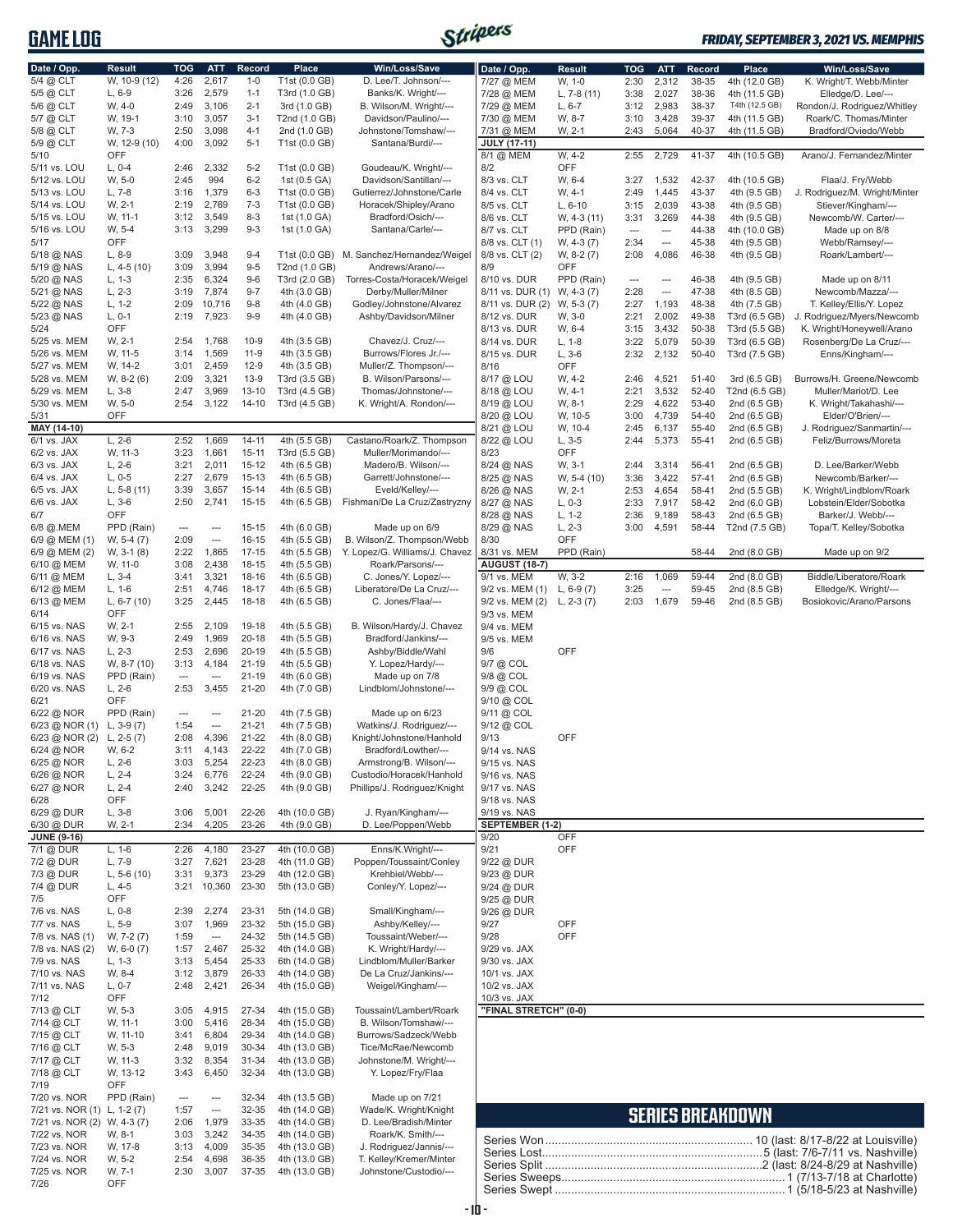# GAME LOG

*FRIDAY, SEPTEMBER 3, 2021 VS. MEMPHIS*

| Date / Opp. | Result | TOG | ATT | Record | Place | Win/Loss/Save |
|---|---|---|---|---|---|---|
| 5/4 @ CLT | W, 10-9 (12) | 4:26 | 2,617 | 1-0 | T1st (0.0 GB) | D. Lee/T. Johnson/--- |
| 5/5 @ CLT | L, 6-9 | 3:26 | 2,579 | 1-1 | T3rd (1.0 GB) | Banks/K. Wright/--- |
| 5/6 @ CLT | W, 4-0 | 2:49 | 3,106 | 2-1 | 3rd (1.0 GB) | B. Wilson/M. Wright/--- |
| 5/7 @ CLT | W, 19-1 | 3:10 | 3,057 | 3-1 | T2nd (1.0 GB) | Davidson/Paulino/--- |
| 5/8 @ CLT | W, 7-3 | 2:50 | 3,098 | 4-1 | 2nd (1.0 GB) | Johnstone/Tomshaw/--- |
| 5/9 @ CLT | W, 12-9 (10) | 4:00 | 3,092 | 5-1 | T1st (0.0 GB) | Santana/Burdi/--- |
| 5/10 | OFF | | | | | |
| 5/11 vs. LOU | L, 0-4 | 2:46 | 2,332 | 5-2 | T1st (0.0 GB) | Goudeau/K. Wright/--- |
| 5/12 vs. LOU | W, 5-0 | 2:45 | 994 | 6-2 | 1st (0.5 GA) | Davidson/Santillan/--- |
| 5/13 vs. LOU | L, 7-8 | 3:16 | 1,379 | 6-3 | T1st (0.0 GB) | Gutierrez/Johnstone/Carle |
| 5/14 vs. LOU | W, 2-1 | 2:19 | 2,769 | 7-3 | T1st (0.0 GB) | Horacek/Shipley/Arano |
| 5/15 vs. LOU | W, 11-1 | 3:12 | 3,549 | 8-3 | 1st (1.0 GA) | Bradford/Osich/--- |
| 5/16 vs. LOU | W, 5-4 | 3:13 | 3,299 | 9-3 | 1st (1.0 GA) | Santana/Carle/--- |
| 5/17 | OFF | | | | | |
| 5/18 @ NAS | L, 8-9 | 3:09 | 3,948 | 9-4 | T1st (0.0 GB) | M. Sanchez/Hernandez/Weigel |
| 5/19 @ NAS | L, 4-5 (10) | 3:09 | 3,994 | 9-5 | T2nd (1.0 GB) | Andrews/Arano/--- |
| 5/20 @ NAS | L, 1-3 | 2:35 | 6,324 | 9-6 | T3rd (2.0 GB) | Torres-Costa/Horacek/Weigel |
| 5/21 @ NAS | L, 2-3 | 3:19 | 7,874 | 9-7 | 4th (3.0 GB) | Derby/Muller/Milner |
| 5/22 @ NAS | L, 1-2 | 2:09 | 10,716 | 9-8 | 4th (4.0 GB) | Godley/Johnstone/Alvarez |
| 5/23 @ NAS | L, 0-1 | 2:19 | 7,923 | 9-9 | 4th (4.0 GB) | Ashby/Davidson/Milner |
| 5/24 | OFF | | | | | |
| 5/25 vs. MEM | W, 2-1 | 2:54 | 1,768 | 10-9 | 4th (3.5 GB) | Chavez/J. Cruz/--- |
| 5/26 vs. MEM | W, 11-5 | 3:14 | 1,569 | 11-9 | 4th (3.5 GB) | Burrows/Flores Jr./--- |
| 5/27 vs. MEM | W, 14-2 | 3:01 | 2,459 | 12-9 | 4th (3.5 GB) | Muller/Z. Thompson/--- |
| 5/28 vs. MEM | W, 8-2 (6) | 2:09 | 3,321 | 13-9 | T3rd (3.5 GB) | B. Wilson/Parsons/--- |
| 5/29 vs. MEM | L, 3-8 | 2:47 | 3,969 | 13-10 | T3rd (4.5 GB) | Thomas/Johnstone/--- |
| 5/30 vs. MEM | W, 5-0 | 2:54 | 3,122 | 14-10 | T3rd (4.5 GB) | K. Wright/A. Rondon/--- |
| 5/31 | OFF | | | | | |
| **MAY (14-10)** | | | | | | |
| 6/1 vs. JAX | L, 2-6 | 2:52 | 1,669 | 14-11 | 4th (5.5 GB) | Castano/Roark/Z. Thompson |
| 6/2 vs. JAX | W, 11-3 | 3:23 | 1,661 | 15-11 | T3rd (5.5 GB) | Muller/Morimando/--- |
| 6/3 vs. JAX | L, 2-6 | 3:21 | 2,011 | 15-12 | 4th (6.5 GB) | Madero/B. Wilson/--- |
| 6/4 vs. JAX | L, 0-5 | 2:27 | 2,679 | 15-13 | 4th (6.5 GB) | Garrett/Johnstone/--- |
| 6/5 vs. JAX | L, 5-8 (11) | 3:39 | 3,657 | 15-14 | 4th (6.5 GB) | Eveld/Kelley/--- |
| 6/6 vs. JAX | L, 3-6 | 2:50 | 2,741 | 15-15 | 4th (6.5 GB) | Fishman/De La Cruz/Zastryzny |
| 6/7 | OFF | | | | | |
| 6/8 @ MEM | PPD (Rain) | --- | --- | 15-15 | 4th (6.0 GB) | Made up on 6/9 |
| 6/9 @ MEM (1) | W, 5-4 (7) | 2:09 | --- | 16-15 | 4th (5.5 GB) | B. Wilson/Z. Thompson/Webb |
| 6/9 @ MEM (2) | W, 3-1 (8) | 2:22 | 1,865 | 17-15 | 4th (5.5 GB) | Y. Lopez/G. Williams/J. Chavez |
| 6/10 @ MEM | W, 11-0 | 3:08 | 2,438 | 18-15 | 4th (5.5 GB) | Roark/Parsons/--- |
| 6/11 @ MEM | L, 3-4 | 3:41 | 3,321 | 18-16 | 4th (6.5 GB) | C. Jones/Y. Lopez/--- |
| 6/12 @ MEM | L, 1-6 | 2:51 | 4,746 | 18-17 | 4th (6.5 GB) | Liberatore/De La Cruz/--- |
| 6/13 @ MEM | L, 6-7 (10) | 3:25 | 2,445 | 18-18 | 4th (6.5 GB) | C. Jones/Flaa/--- |
| 6/14 | OFF | | | | | |
| 6/15 vs. NAS | W, 2-1 | 2:55 | 2,109 | 19-18 | 4th (5.5 GB) | B. Wilson/Hardy/J. Chavez |
| 6/16 vs. NAS | W, 9-3 | 2:49 | 1,969 | 20-18 | 4th (5.5 GB) | Bradford/Jankins/--- |
| 6/17 vs. NAS | L, 2-3 | 2:53 | 2,696 | 20-19 | 4th (5.5 GB) | Ashby/Biddle/Wahl |
| 6/18 vs. NAS | W, 8-7 (10) | 3:13 | 4,184 | 21-19 | 4th (5.5 GB) | Y. Lopez/Hardy/--- |
| 6/19 vs. NAS | PPD (Rain) | --- | --- | 21-19 | 4th (6.0 GB) | Made up on 7/8 |
| 6/20 vs. NAS | L, 2-6 | 2:53 | 3,455 | 21-20 | 4th (7.0 GB) | Lindblom/Johnstone/--- |
| 6/21 | OFF | | | | | |
| 6/22 @ NOR | PPD (Rain) | --- | --- | 21-20 | 4th (7.5 GB) | Made up on 6/23 |
| 6/23 @ NOR (1) | L, 3-9 (7) | 1:54 | --- | 21-21 | 4th (7.5 GB) | Watkins/J. Rodriguez/--- |
| 6/23 @ NOR (2) | L, 2-5 (7) | 2:08 | 4,396 | 21-22 | 4th (8.0 GB) | Knight/Johnstone/Hanhold |
| 6/24 @ NOR | W, 6-2 | 3:11 | 4,143 | 22-22 | 4th (7.0 GB) | Bradford/Lowther/--- |
| 6/25 @ NOR | L, 2-6 | 3:03 | 5,254 | 22-23 | 4th (8.0 GB) | Armstrong/B. Wilson/--- |
| 6/26 @ NOR | L, 2-4 | 3:24 | 6,776 | 22-24 | 4th (9.0 GB) | Custodio/Horacek/Hanhold |
| 6/27 @ NOR | L, 2-4 | 2:40 | 3,242 | 22-25 | 4th (9.0 GB) | Phillips/J. Rodriguez/Knight |
| 6/28 | OFF | | | | | |
| 6/29 @ DUR | L, 3-8 | 3:06 | 5,001 | 22-26 | 4th (10.0 GB) | J. Ryan/Kingham/--- |
| 6/30 @ DUR | W, 2-1 | 2:34 | 4,205 | 23-26 | 4th (9.0 GB) | D. Lee/Poppen/Webb |
| **JUNE (9-16)** | | | | | | |
| 7/1 @ DUR | L, 1-6 | 2:26 | 4,180 | 23-27 | 4th (10.0 GB) | Enns/K.Wright/--- |
| 7/2 @ DUR | L, 7-9 | 3:27 | 7,621 | 23-28 | 4th (11.0 GB) | Poppen/Toussaint/Conley |
| 7/3 @ DUR | L, 5-6 (10) | 3:31 | 9,373 | 23-29 | 4th (12.0 GB) | Krehbiel/Webb/--- |
| 7/4 @ DUR | L, 4-5 | 3:21 | 10,360 | 23-30 | 5th (13.0 GB) | Conley/Y. Lopez/--- |
| 7/5 | OFF | | | | | |
| 7/6 vs. NAS | L, 0-8 | 2:39 | 2,274 | 23-31 | 5th (14.0 GB) | Small/Kingham/--- |
| 7/7 vs. NAS | L, 5-9 | 3:07 | 1,959 | 23-32 | 5th (15.0 GB) | Ashby/Kelley/--- |
| 7/8 vs. NAS (1) | W, 7-2 (7) | 1:59 | --- | 24-32 | 5th (14.5 GB) | Toussaint/Weber/--- |
| 7/8 vs. NAS (2) | W, 6-0 (7) | 1:57 | 2,467 | 25-32 | 4th (14.0 GB) | K. Wright/Hardy/--- |
| 7/9 vs. NAS | L, 1-3 | 3:13 | 5,454 | 25-33 | 6th (14.0 GB) | Lindblom/Muller/Barker |
| 7/10 vs. NAS | W, 8-4 | 3:12 | 3,879 | 26-33 | 4th (14.0 GB) | De La Cruz/Jankins/--- |
| 7/11 vs. NAS | L, 0-7 | 2:48 | 2,421 | 26-34 | 4th (15.0 GB) | Weigel/Kingham/--- |
| 7/12 | OFF | | | | | |
| 7/13 @ CLT | W, 5-3 | 3:05 | 4,915 | 27-34 | 4th (15.0 GB) | Toussaint/Lambert/Roark |
| 7/14 @ CLT | W, 11-1 | 3:00 | 5,416 | 28-34 | 4th (15.0 GB) | B. Wilson/Tomshaw/--- |
| 7/15 @ CLT | W, 11-10 | 3:41 | 6,804 | 29-34 | 4th (14.0 GB) | Burrows/Sadzeck/Webb |
| 7/16 @ CLT | W, 5-3 | 2:48 | 9,019 | 30-34 | 4th (13.0 GB) | Tice/McRae/Newcomb |
| 7/17 @ CLT | W, 11-3 | 3:32 | 8,354 | 31-34 | 4th (13.0 GB) | Johnstone/M. Wright/--- |
| 7/18 @ CLT | W, 13-12 | 3:43 | 6,450 | 32-34 | 4th (13.0 GB) | Y. Lopez/Fry/Flaa |
| 7/19 | OFF | | | | | |
| 7/20 vs. NOR | PPD (Rain) | --- | --- | 32-34 | 4th (13.5 GB) | Made up on 7/21 |
| 7/21 vs. NOR (1) | L, 1-2 (7) | 1:57 | --- | 32-35 | 4th (14.0 GB) | Wade/K. Wright/Knight |
| 7/21 vs. NOR (2) | W, 4-3 (7) | 2:06 | 1,979 | 33-35 | 4th (14.0 GB) | D. Lee/Bradish/Minter |
| 7/22 vs. NOR | W, 8-1 | 3:03 | 3,242 | 34-35 | 4th (14.0 GB) | Roark/K. Smith/--- |
| 7/23 vs. NOR | W, 17-8 | 3:13 | 4,009 | 35-35 | 4th (13.0 GB) | J. Rodriguez/Jannis/--- |
| 7/24 vs. NOR | W, 5-2 | 2:54 | 4,698 | 36-35 | 4th (13.0 GB) | T. Kelley/Kremer/Minter |
| 7/25 vs. NOR | W, 7-1 | 2:30 | 3,007 | 37-35 | 4th (13.0 GB) | Johnstone/Custodio/--- |
| 7/26 | OFF | | | | | |
| 7/27 @ MEM | W, 1-0 | 2:30 | 2,312 | 38-35 | 4th (12.0 GB) | K. Wright/T. Webb/Minter |
| 7/28 @ MEM | L, 7-8 (11) | 3:38 | 2,027 | 38-36 | 4th (11.5 GB) | Elledge/D. Lee/--- |
| 7/29 @ MEM | L, 6-7 | 3:12 | 2,983 | 38-37 | T4th (12.5 GB) | Rondon/J. Rodriguez/Whitley |
| 7/30 @ MEM | W, 8-7 | 3:10 | 3,428 | 39-37 | 4th (11.5 GB) | Roark/C. Thomas/Minter |
| 7/31 @ MEM | W, 2-1 | 2:43 | 5,064 | 40-37 | 4th (11.5 GB) | Bradford/Oviedo/Webb |
| **JULY (17-11)** | | | | | | |
| 8/1 @ MEM | W, 4-2 | 2:55 | 2,729 | 41-37 | 4th (10.5 GB) | Arano/J. Fernandez/Minter |
| 8/2 | OFF | | | | | |
| 8/3 vs. CLT | W, 6-4 | 3:27 | 1,532 | 42-37 | 4th (10.5 GB) | Flaa/J. Fry/Webb |
| 8/4 vs. CLT | W, 4-1 | 2:49 | 1,445 | 43-37 | 4th (9.5 GB) | J. Rodriguez/M. Wright/Minter |
| 8/5 vs. CLT | L, 6-10 | 3:15 | 2,039 | 43-38 | 4th (9.5 GB) | Stiever/Kingham/--- |
| 8/6 vs. CLT | W, 4-3 (11) | 3:31 | 3,269 | 44-38 | 4th (9.5 GB) | Newcomb/W. Carter/--- |
| 8/7 vs. CLT | PPD (Rain) | --- | --- | 44-38 | 4th (10.0 GB) | Made up on 8/8 |
| 8/8 vs. CLT (1) | W, 4-3 (7) | 2:34 | --- | 45-38 | 4th (9.5 GB) | Webb/Ramsey/--- |
| 8/8 vs. CLT (2) | W, 8-2 (7) | 2:08 | 4,086 | 46-38 | 4th (9.5 GB) | Roark/Lambert/--- |
| 8/9 | OFF | | | | | |
| 8/10 vs. DUR | PPD (Rain) | --- | --- | 46-38 | 4th (9.5 GB) | Made up on 8/11 |
| 8/11 vs. DUR (1) | W, 4-3 (7) | 2:28 | --- | 47-38 | 4th (8.5 GB) | Newcomb/Mazza/--- |
| 8/11 vs. DUR (2) | W, 5-3 (7) | 2:27 | 1,193 | 48-38 | 4th (7.5 GB) | T. Kelley/Ellis/Y. Lopez |
| 8/12 vs. DUR | W, 3-0 | 2:21 | 2,002 | 49-38 | T3rd (6.5 GB) | J. Rodriguez/Myers/Newcomb |
| 8/13 vs. DUR | W, 6-4 | 3:15 | 3,432 | 50-38 | T3rd (5.5 GB) | K. Wright/Honeywell/Arano |
| 8/14 vs. DUR | L, 1-8 | 3:22 | 5,079 | 50-39 | T3rd (6.5 GB) | Rosenberg/De La Cruz/--- |
| 8/15 vs. DUR | L, 3-6 | 2:32 | 2,132 | 50-40 | T3rd (7.5 GB) | Enns/Kingham/--- |
| 8/16 | OFF | | | | | |
| 8/17 @ LOU | W, 4-2 | 2:46 | 4,521 | 51-40 | 3rd (6.5 GB) | Burrows/H. Greene/Newcomb |
| 8/18 @ LOU | W, 4-1 | 2:21 | 3,532 | 52-40 | T2nd (6.5 GB) | Muller/Mariot/D. Lee |
| 8/19 @ LOU | W, 8-1 | 2:29 | 4,622 | 53-40 | 2nd (6.5 GB) | K. Wright/Takahashi/--- |
| 8/20 @ LOU | W, 10-5 | 3:00 | 4,739 | 54-40 | 2nd (6.5 GB) | Elder/O'Brien/--- |
| 8/21 @ LOU | W, 10-4 | 2:45 | 6,137 | 55-40 | 2nd (6.5 GB) | J. Rodriguez/Sanmartin/--- |
| 8/22 @ LOU | L, 3-5 | 2:44 | 5,373 | 55-41 | 2nd (6.5 GB) | Feliz/Burrows/Moreta |
| 8/23 | OFF | | | | | |
| 8/24 @ NAS | W, 3-1 | 2:44 | 3,314 | 56-41 | 2nd (6.5 GB) | D. Lee/Barker/Webb |
| 8/25 @ NAS | W, 5-4 (10) | 3:36 | 3,422 | 57-41 | 2nd (6.5 GB) | Newcomb/Barker/--- |
| 8/26 @ NAS | W, 2-1 | 2:53 | 4,654 | 58-41 | 2nd (5.5 GB) | K. Wright/Lindblom/Roark |
| 8/27 @ NAS | L, 0-3 | 2:33 | 7,917 | 58-42 | 2nd (6.0 GB) | Lobstein/Elder/Sobotka |
| 8/28 @ NAS | L, 1-2 | 2:36 | 9,189 | 58-43 | 2nd (6.5 GB) | Barker/J. Webb/--- |
| 8/29 @ NAS | L, 2-3 | 3:00 | 4,591 | 58-44 | T2nd (7.5 GB) | Topa/T. Kelley/Sobotka |
| 8/30 | OFF | | | | | |
| 8/31 vs. MEM | PPD (Rain) | | | 58-44 | 2nd (8.0 GB) | Made up on 9/2 |
| **AUGUST (18-7)** | | | | | | |
| 9/1 vs. MEM | W, 3-2 | 2:16 | 1,069 | 59-44 | 2nd (8.0 GB) | Biddle/Liberatore/Roark |
| 9/2 vs. MEM (1) | L, 6-9 (7) | 3:25 | --- | 59-45 | 2nd (8.5 GB) | Elledge/K. Wright/--- |
| 9/2 vs. MEM (2) | L, 2-3 (7) | 2:03 | 1,679 | 59-46 | 2nd (8.5 GB) | Bosiokovic/Arano/Parsons |
| 9/3 vs. MEM | | | | | | |
| 9/4 vs. MEM | | | | | | |
| 9/5 vs. MEM | | | | | | |
| 9/6 | OFF | | | | | |
| 9/7 @ COL | | | | | | |
| 9/8 @ COL | | | | | | |
| 9/9 @ COL | | | | | | |
| 9/10 @ COL | | | | | | |
| 9/11 @ COL | | | | | | |
| 9/12 @ COL | | | | | | |
| 9/13 | OFF | | | | | |
| 9/14 vs. NAS | | | | | | |
| 9/15 vs. NAS | | | | | | |
| 9/16 vs. NAS | | | | | | |
| 9/17 vs. NAS | | | | | | |
| 9/18 vs. NAS | | | | | | |
| 9/19 vs. NAS | | | | | | |
| **SEPTEMBER (1-2)** | | | | | | |
| 9/20 | OFF | | | | | |
| 9/21 | OFF | | | | | |
| 9/22 @ DUR | | | | | | |
| 9/23 @ DUR | | | | | | |
| 9/24 @ DUR | | | | | | |
| 9/25 @ DUR | | | | | | |
| 9/26 @ DUR | | | | | | |
| 9/27 | OFF | | | | | |
| 9/28 | OFF | | | | | |
| 9/29 vs. JAX | | | | | | |
| 9/30 vs. JAX | | | | | | |
| 10/1 vs. JAX | | | | | | |
| 10/2 vs. JAX | | | | | | |
| 10/3 vs. JAX | | | | | | |
| **"FINAL STRETCH" (0-0)** | | | | | | |

## SERIES BREAKDOWN

Series Won................................................................. 10 (last: 8/17-8/22 at Louisville)
Series Lost..................................................................... 5 (last: 7/6-7/11 vs. Nashville)
Series Split ................................................................... 2 (last: 8/24-8/29 at Nashville)
Series Sweeps.................................................................... 1 (7/13-7/18 at Charlotte)
Series Swept ...................................................................... 1 (5/18-5/23 at Nashville)